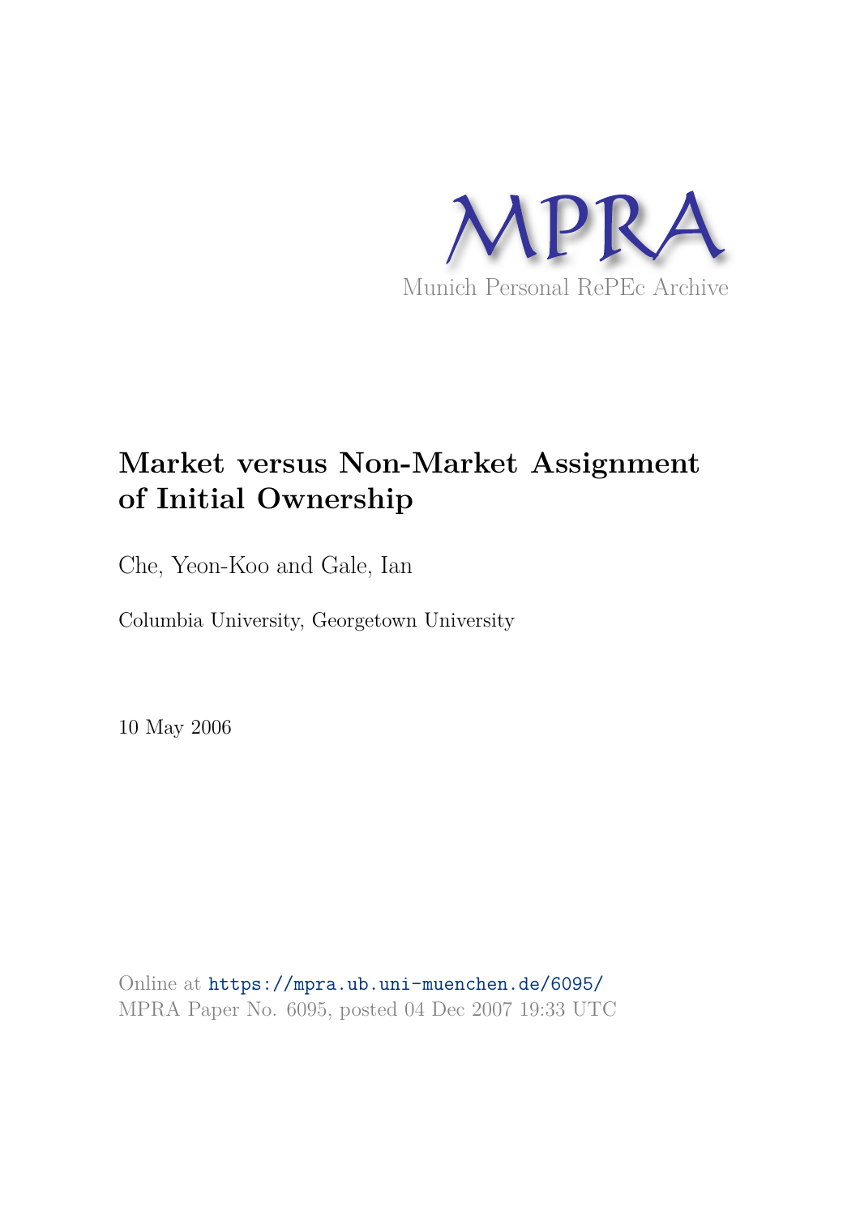MPRA

Munich Personal RePEc Archive

# Market versus Non-Market Assignment of Initial Ownership

Che, Yeon-Koo and Gale, Ian

Columbia University, Georgetown University

10 May 2006

Online at https://mpra.ub.uni-muenchen.de/6095/
MPRA Paper No. 6095, posted 04 Dec 2007 19:33 UTC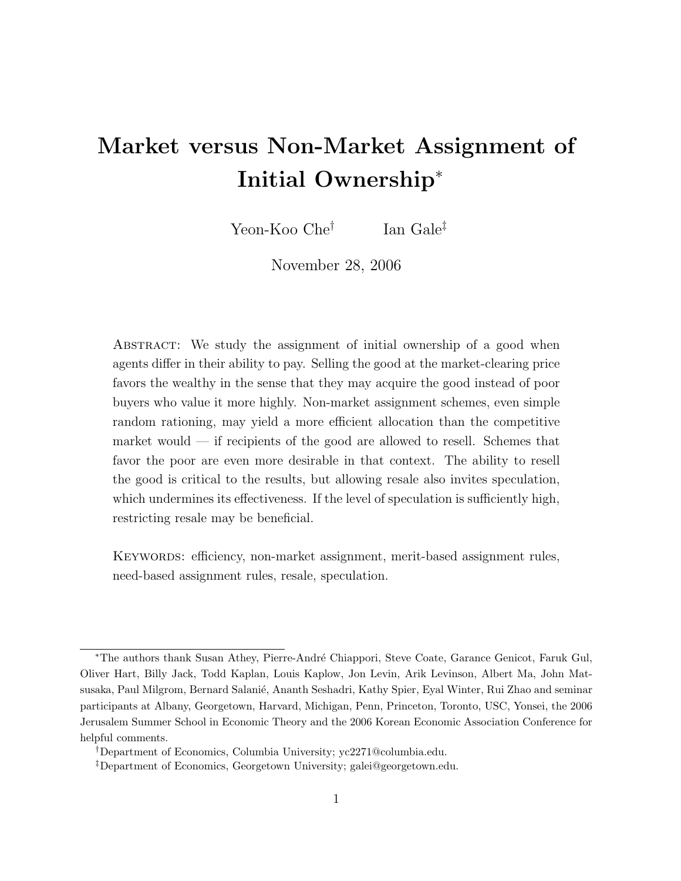# Market versus Non-Market Assignment of Initial Ownership*

Yeon-Koo Che[†] Ian Gale[‡]

November 28, 2006

Abstract: We study the assignment of initial ownership of a good when agents differ in their ability to pay. Selling the good at the market-clearing price favors the wealthy in the sense that they may acquire the good instead of poor buyers who value it more highly. Non-market assignment schemes, even simple random rationing, may yield a more efficient allocation than the competitive market would — if recipients of the good are allowed to resell. Schemes that favor the poor are even more desirable in that context. The ability to resell the good is critical to the results, but allowing resale also invites speculation, which undermines its effectiveness. If the level of speculation is sufficiently high, restricting resale may be beneficial.

Keywords: efficiency, non-market assignment, merit-based assignment rules, need-based assignment rules, resale, speculation.

---

*The authors thank Susan Athey, Pierre-André Chiappori, Steve Coate, Garance Genicot, Faruk Gul, Oliver Hart, Billy Jack, Todd Kaplan, Louis Kaplow, Jon Levin, Arik Levinson, Albert Ma, John Matsusaka, Paul Milgrom, Bernard Salanié, Ananth Seshadri, Kathy Spier, Eyal Winter, Rui Zhao and seminar participants at Albany, Georgetown, Harvard, Michigan, Penn, Princeton, Toronto, USC, Yonsei, the 2006 Jerusalem Summer School in Economic Theory and the 2006 Korean Economic Association Conference for helpful comments.

[†]Department of Economics, Columbia University; yc2271@columbia.edu.

[‡]Department of Economics, Georgetown University; galei@georgetown.edu.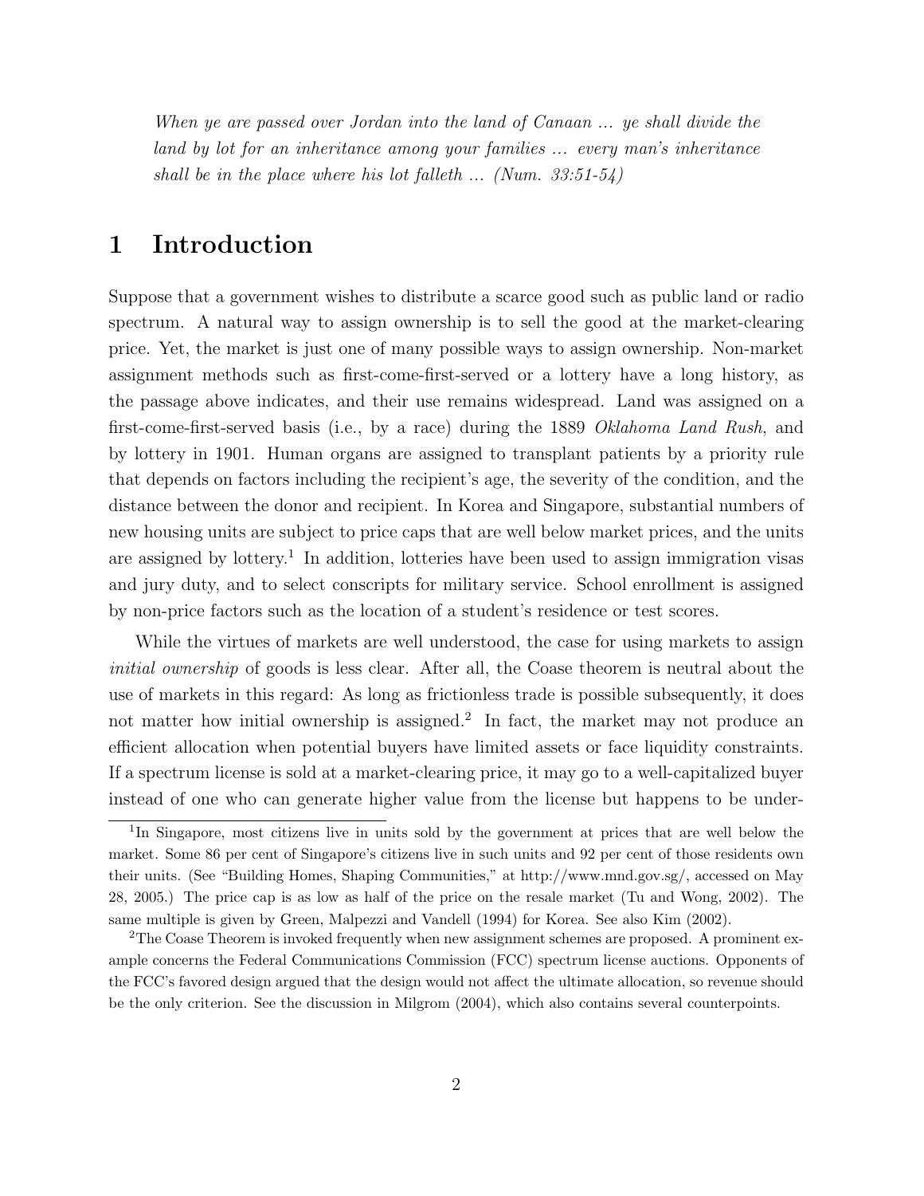*When ye are passed over Jordan into the land of Canaan ... ye shall divide the land by lot for an inheritance among your families ... every man's inheritance shall be in the place where his lot falleth ... (Num. 33:51-54)*

# 1 Introduction

Suppose that a government wishes to distribute a scarce good such as public land or radio spectrum. A natural way to assign ownership is to sell the good at the market-clearing price. Yet, the market is just one of many possible ways to assign ownership. Non-market assignment methods such as first-come-first-served or a lottery have a long history, as the passage above indicates, and their use remains widespread. Land was assigned on a first-come-first-served basis (i.e., by a race) during the 1889 *Oklahoma Land Rush*, and by lottery in 1901. Human organs are assigned to transplant patients by a priority rule that depends on factors including the recipient's age, the severity of the condition, and the distance between the donor and recipient. In Korea and Singapore, substantial numbers of new housing units are subject to price caps that are well below market prices, and the units are assigned by lottery.[1] In addition, lotteries have been used to assign immigration visas and jury duty, and to select conscripts for military service. School enrollment is assigned by non-price factors such as the location of a student's residence or test scores.

While the virtues of markets are well understood, the case for using markets to assign *initial ownership* of goods is less clear. After all, the Coase theorem is neutral about the use of markets in this regard: As long as frictionless trade is possible subsequently, it does not matter how initial ownership is assigned.[2] In fact, the market may not produce an efficient allocation when potential buyers have limited assets or face liquidity constraints. If a spectrum license is sold at a market-clearing price, it may go to a well-capitalized buyer instead of one who can generate higher value from the license but happens to be under-

[1] In Singapore, most citizens live in units sold by the government at prices that are well below the market. Some 86 per cent of Singapore's citizens live in such units and 92 per cent of those residents own their units. (See "Building Homes, Shaping Communities," at http://www.mnd.gov.sg/, accessed on May 28, 2005.) The price cap is as low as half of the price on the resale market (Tu and Wong, 2002). The same multiple is given by Green, Malpezzi and Vandell (1994) for Korea. See also Kim (2002).

[2] The Coase Theorem is invoked frequently when new assignment schemes are proposed. A prominent example concerns the Federal Communications Commission (FCC) spectrum license auctions. Opponents of the FCC's favored design argued that the design would not affect the ultimate allocation, so revenue should be the only criterion. See the discussion in Milgrom (2004), which also contains several counterpoints.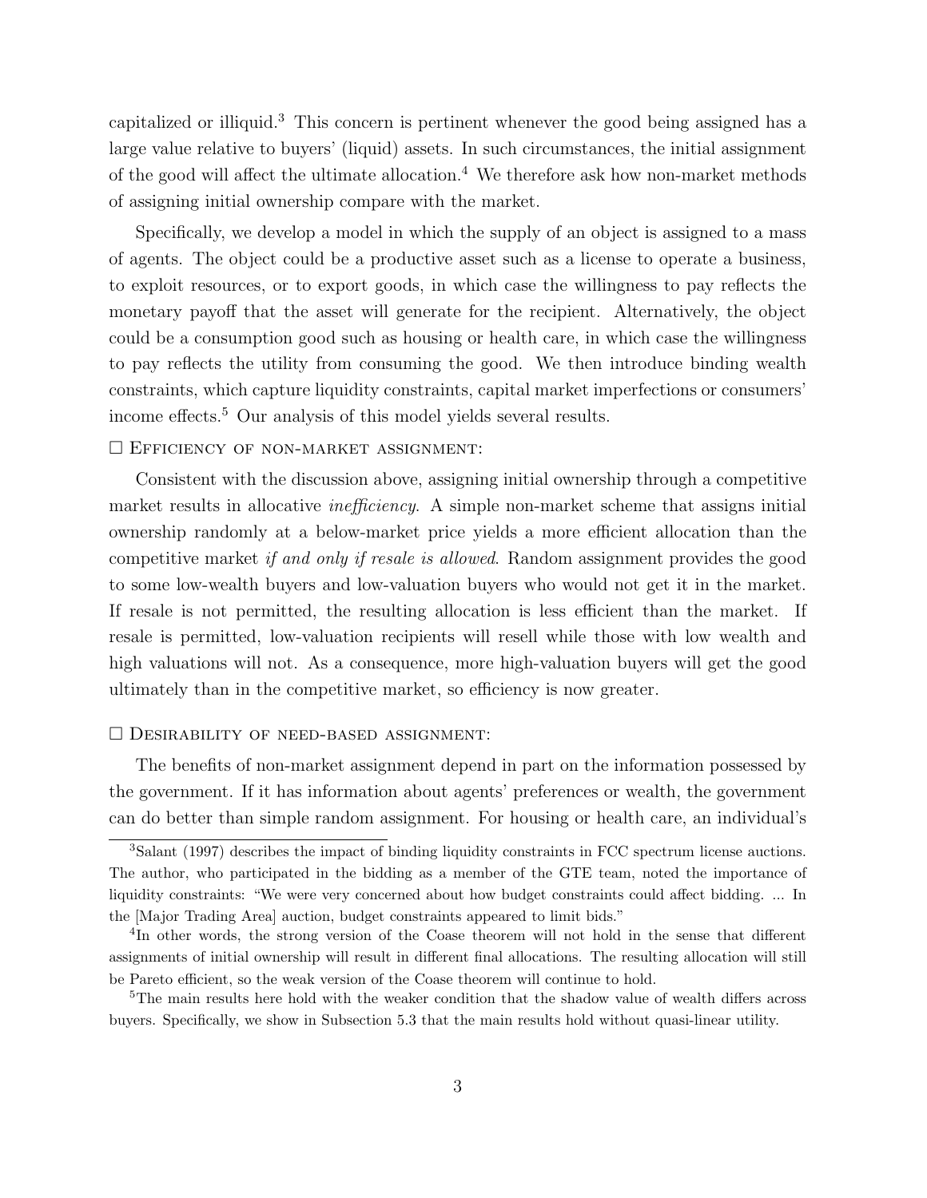capitalized or illiquid.[3] This concern is pertinent whenever the good being assigned has a large value relative to buyers' (liquid) assets. In such circumstances, the initial assignment of the good will affect the ultimate allocation.[4] We therefore ask how non-market methods of assigning initial ownership compare with the market.

Specifically, we develop a model in which the supply of an object is assigned to a mass of agents. The object could be a productive asset such as a license to operate a business, to exploit resources, or to export goods, in which case the willingness to pay reflects the monetary payoff that the asset will generate for the recipient. Alternatively, the object could be a consumption good such as housing or health care, in which case the willingness to pay reflects the utility from consuming the good. We then introduce binding wealth constraints, which capture liquidity constraints, capital market imperfections or consumers' income effects.[5] Our analysis of this model yields several results.

□ EFFICIENCY OF NON-MARKET ASSIGNMENT:

Consistent with the discussion above, assigning initial ownership through a competitive market results in allocative *inefficiency*. A simple non-market scheme that assigns initial ownership randomly at a below-market price yields a more efficient allocation than the competitive market *if and only if resale is allowed*. Random assignment provides the good to some low-wealth buyers and low-valuation buyers who would not get it in the market. If resale is not permitted, the resulting allocation is less efficient than the market. If resale is permitted, low-valuation recipients will resell while those with low wealth and high valuations will not. As a consequence, more high-valuation buyers will get the good ultimately than in the competitive market, so efficiency is now greater.

□ DESIRABILITY OF NEED-BASED ASSIGNMENT:

The benefits of non-market assignment depend in part on the information possessed by the government. If it has information about agents' preferences or wealth, the government can do better than simple random assignment. For housing or health care, an individual's

[3]Salant (1997) describes the impact of binding liquidity constraints in FCC spectrum license auctions. The author, who participated in the bidding as a member of the GTE team, noted the importance of liquidity constraints: "We were very concerned about how budget constraints could affect bidding. ... In the [Major Trading Area] auction, budget constraints appeared to limit bids."

[4]In other words, the strong version of the Coase theorem will not hold in the sense that different assignments of initial ownership will result in different final allocations. The resulting allocation will still be Pareto efficient, so the weak version of the Coase theorem will continue to hold.

[5]The main results here hold with the weaker condition that the shadow value of wealth differs across buyers. Specifically, we show in Subsection 5.3 that the main results hold without quasi-linear utility.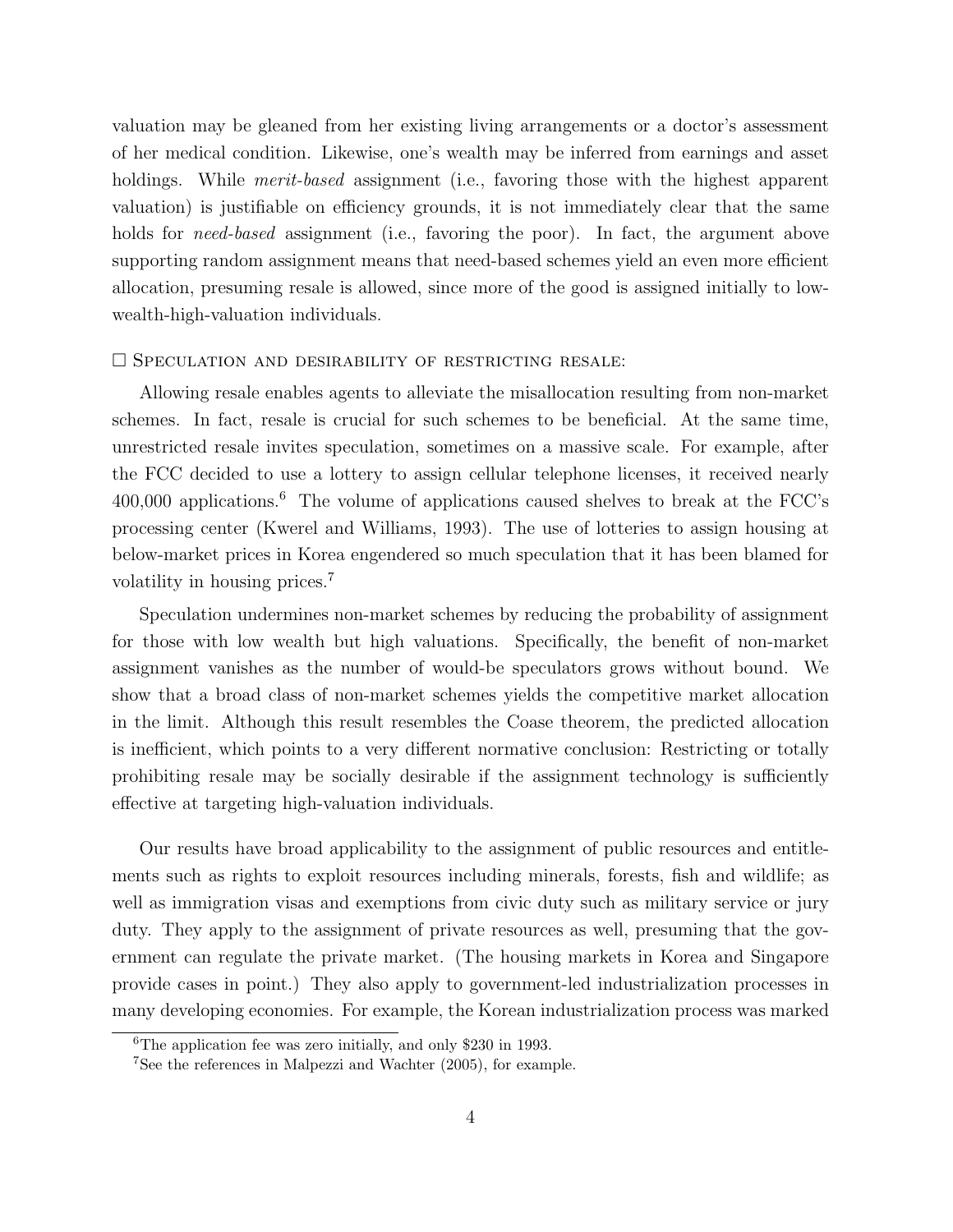valuation may be gleaned from her existing living arrangements or a doctor's assessment of her medical condition. Likewise, one's wealth may be inferred from earnings and asset holdings. While *merit-based* assignment (i.e., favoring those with the highest apparent valuation) is justifiable on efficiency grounds, it is not immediately clear that the same holds for *need-based* assignment (i.e., favoring the poor). In fact, the argument above supporting random assignment means that need-based schemes yield an even more efficient allocation, presuming resale is allowed, since more of the good is assigned initially to low-wealth-high-valuation individuals.

□ Speculation and desirability of restricting resale:

Allowing resale enables agents to alleviate the misallocation resulting from non-market schemes. In fact, resale is crucial for such schemes to be beneficial. At the same time, unrestricted resale invites speculation, sometimes on a massive scale. For example, after the FCC decided to use a lottery to assign cellular telephone licenses, it received nearly 400,000 applications.[6] The volume of applications caused shelves to break at the FCC's processing center (Kwerel and Williams, 1993). The use of lotteries to assign housing at below-market prices in Korea engendered so much speculation that it has been blamed for volatility in housing prices.[7]

Speculation undermines non-market schemes by reducing the probability of assignment for those with low wealth but high valuations. Specifically, the benefit of non-market assignment vanishes as the number of would-be speculators grows without bound. We show that a broad class of non-market schemes yields the competitive market allocation in the limit. Although this result resembles the Coase theorem, the predicted allocation is inefficient, which points to a very different normative conclusion: Restricting or totally prohibiting resale may be socially desirable if the assignment technology is sufficiently effective at targeting high-valuation individuals.

Our results have broad applicability to the assignment of public resources and entitlements such as rights to exploit resources including minerals, forests, fish and wildlife; as well as immigration visas and exemptions from civic duty such as military service or jury duty. They apply to the assignment of private resources as well, presuming that the government can regulate the private market. (The housing markets in Korea and Singapore provide cases in point.) They also apply to government-led industrialization processes in many developing economies. For example, the Korean industrialization process was marked

[6] The application fee was zero initially, and only \$230 in 1993.

[7] See the references in Malpezzi and Wachter (2005), for example.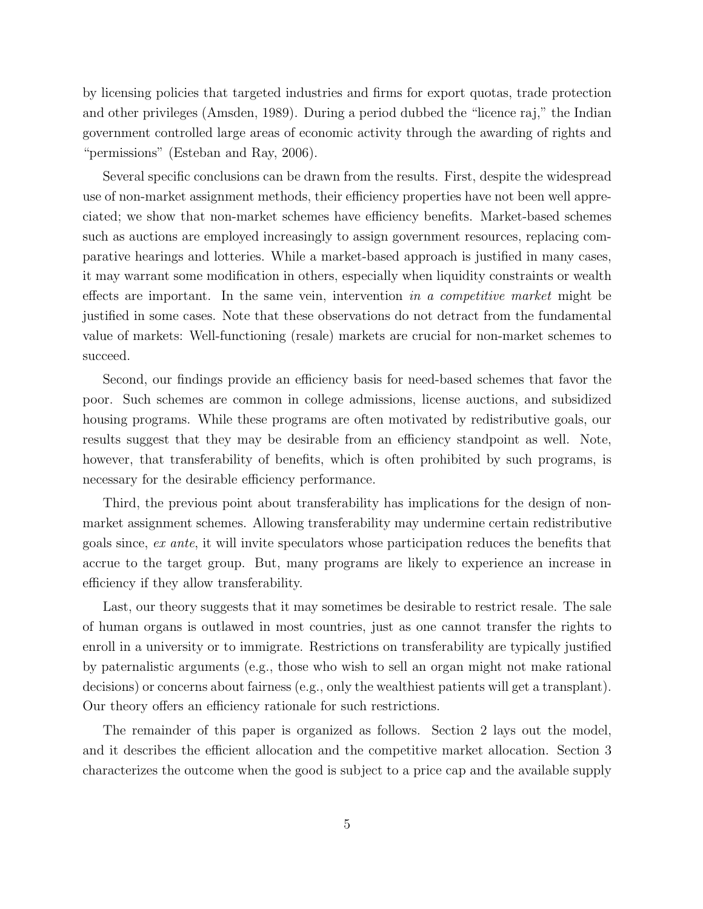by licensing policies that targeted industries and firms for export quotas, trade protection and other privileges (Amsden, 1989). During a period dubbed the "licence raj," the Indian government controlled large areas of economic activity through the awarding of rights and "permissions" (Esteban and Ray, 2006).

Several specific conclusions can be drawn from the results. First, despite the widespread use of non-market assignment methods, their efficiency properties have not been well appreciated; we show that non-market schemes have efficiency benefits. Market-based schemes such as auctions are employed increasingly to assign government resources, replacing comparative hearings and lotteries. While a market-based approach is justified in many cases, it may warrant some modification in others, especially when liquidity constraints or wealth effects are important. In the same vein, intervention *in a competitive market* might be justified in some cases. Note that these observations do not detract from the fundamental value of markets: Well-functioning (resale) markets are crucial for non-market schemes to succeed.

Second, our findings provide an efficiency basis for need-based schemes that favor the poor. Such schemes are common in college admissions, license auctions, and subsidized housing programs. While these programs are often motivated by redistributive goals, our results suggest that they may be desirable from an efficiency standpoint as well. Note, however, that transferability of benefits, which is often prohibited by such programs, is necessary for the desirable efficiency performance.

Third, the previous point about transferability has implications for the design of non-market assignment schemes. Allowing transferability may undermine certain redistributive goals since, *ex ante*, it will invite speculators whose participation reduces the benefits that accrue to the target group. But, many programs are likely to experience an increase in efficiency if they allow transferability.

Last, our theory suggests that it may sometimes be desirable to restrict resale. The sale of human organs is outlawed in most countries, just as one cannot transfer the rights to enroll in a university or to immigrate. Restrictions on transferability are typically justified by paternalistic arguments (e.g., those who wish to sell an organ might not make rational decisions) or concerns about fairness (e.g., only the wealthiest patients will get a transplant). Our theory offers an efficiency rationale for such restrictions.

The remainder of this paper is organized as follows. Section 2 lays out the model, and it describes the efficient allocation and the competitive market allocation. Section 3 characterizes the outcome when the good is subject to a price cap and the available supply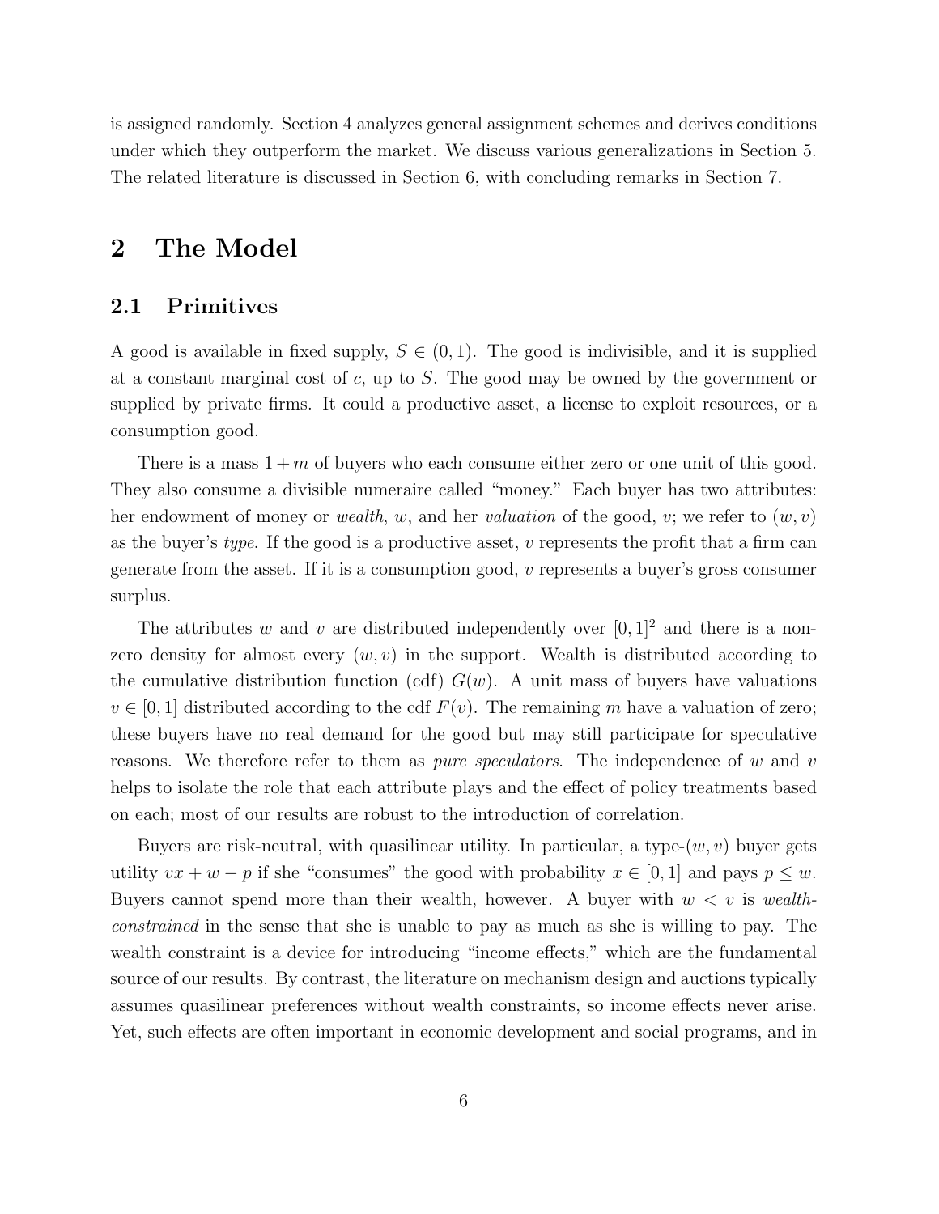is assigned randomly. Section 4 analyzes general assignment schemes and derives conditions under which they outperform the market. We discuss various generalizations in Section 5. The related literature is discussed in Section 6, with concluding remarks in Section 7.

# 2 The Model

## 2.1 Primitives

A good is available in fixed supply, $S \in (0, 1)$. The good is indivisible, and it is supplied at a constant marginal cost of $c$, up to $S$. The good may be owned by the government or supplied by private firms. It could a productive asset, a license to exploit resources, or a consumption good.

There is a mass $1 + m$ of buyers who each consume either zero or one unit of this good. They also consume a divisible numeraire called "money." Each buyer has two attributes: her endowment of money or *wealth*, $w$, and her *valuation* of the good, $v$; we refer to $(w, v)$ as the buyer's *type*. If the good is a productive asset, $v$ represents the profit that a firm can generate from the asset. If it is a consumption good, $v$ represents a buyer's gross consumer surplus.

The attributes $w$ and $v$ are distributed independently over $[0, 1]^2$ and there is a non-zero density for almost every $(w, v)$ in the support. Wealth is distributed according to the cumulative distribution function (cdf) $G(w)$. A unit mass of buyers have valuations $v \in [0, 1]$ distributed according to the cdf $F(v)$. The remaining $m$ have a valuation of zero; these buyers have no real demand for the good but may still participate for speculative reasons. We therefore refer to them as *pure speculators*. The independence of $w$ and $v$ helps to isolate the role that each attribute plays and the effect of policy treatments based on each; most of our results are robust to the introduction of correlation.

Buyers are risk-neutral, with quasilinear utility. In particular, a type-$(w, v)$ buyer gets utility $vx + w - p$ if she "consumes" the good with probability $x \in [0, 1]$ and pays $p \leq w$. Buyers cannot spend more than their wealth, however. A buyer with $w < v$ is *wealth-constrained* in the sense that she is unable to pay as much as she is willing to pay. The wealth constraint is a device for introducing "income effects," which are the fundamental source of our results. By contrast, the literature on mechanism design and auctions typically assumes quasilinear preferences without wealth constraints, so income effects never arise. Yet, such effects are often important in economic development and social programs, and in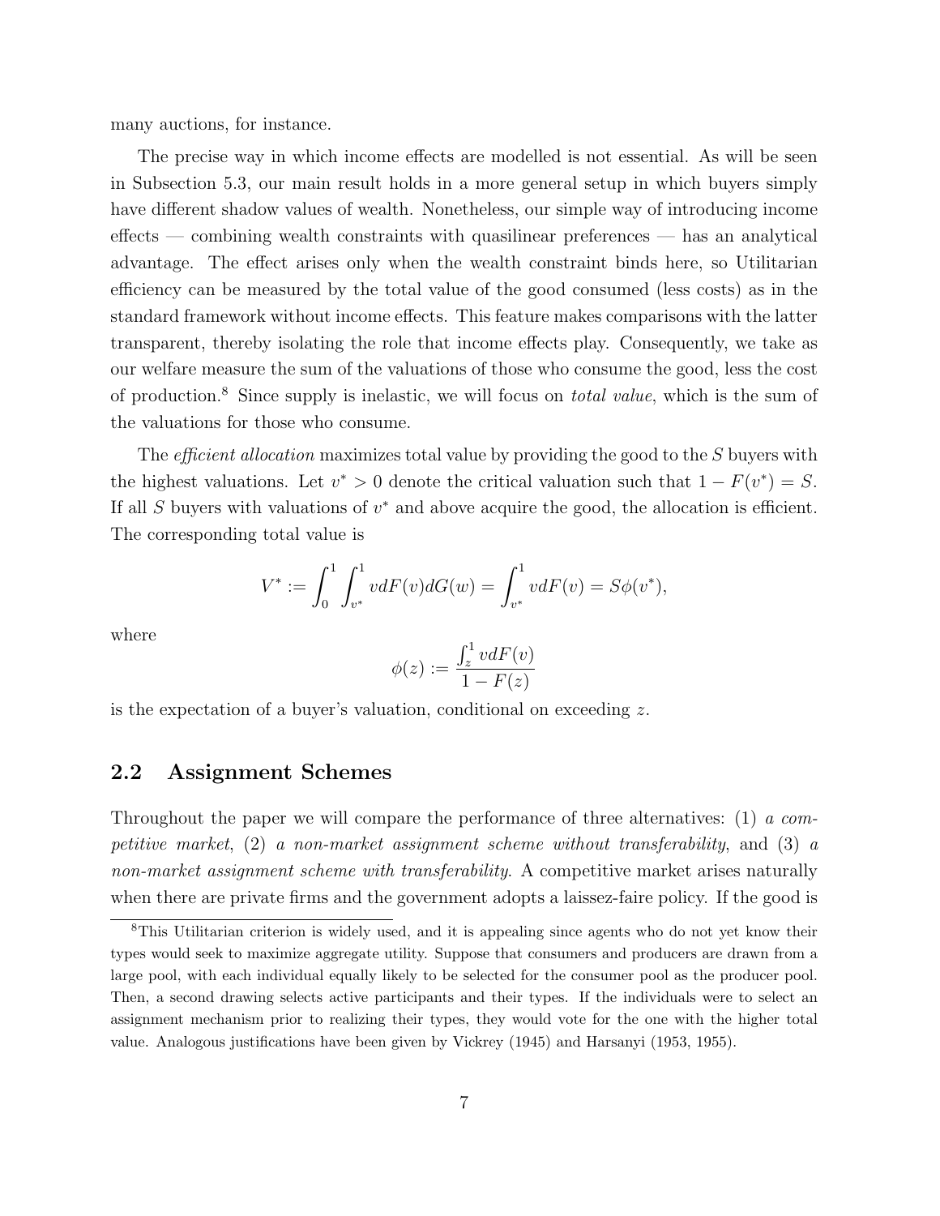many auctions, for instance.

The precise way in which income effects are modelled is not essential. As will be seen in Subsection 5.3, our main result holds in a more general setup in which buyers simply have different shadow values of wealth. Nonetheless, our simple way of introducing income effects — combining wealth constraints with quasilinear preferences — has an analytical advantage. The effect arises only when the wealth constraint binds here, so Utilitarian efficiency can be measured by the total value of the good consumed (less costs) as in the standard framework without income effects. This feature makes comparisons with the latter transparent, thereby isolating the role that income effects play. Consequently, we take as our welfare measure the sum of the valuations of those who consume the good, less the cost of production.[8] Since supply is inelastic, we will focus on *total value*, which is the sum of the valuations for those who consume.

The *efficient allocation* maximizes total value by providing the good to the $S$ buyers with the highest valuations. Let $v^* > 0$ denote the critical valuation such that $1 - F(v^*) = S$. If all $S$ buyers with valuations of $v^*$ and above acquire the good, the allocation is efficient. The corresponding total value is

$$V^* := \int_0^1 \int_{v^*}^1 v dF(v) dG(w) = \int_{v^*}^1 v dF(v) = S\phi(v^*),$$

where

$$\phi(z) := \frac{\int_z^1 v dF(v)}{1 - F(z)}$$

is the expectation of a buyer's valuation, conditional on exceeding $z$.

## 2.2 Assignment Schemes

Throughout the paper we will compare the performance of three alternatives: (1) *a competitive market*, (2) *a non-market assignment scheme without transferability*, and (3) *a non-market assignment scheme with transferability*. A competitive market arises naturally when there are private firms and the government adopts a laissez-faire policy. If the good is

[8]This Utilitarian criterion is widely used, and it is appealing since agents who do not yet know their types would seek to maximize aggregate utility. Suppose that consumers and producers are drawn from a large pool, with each individual equally likely to be selected for the consumer pool as the producer pool. Then, a second drawing selects active participants and their types. If the individuals were to select an assignment mechanism prior to realizing their types, they would vote for the one with the higher total value. Analogous justifications have been given by Vickrey (1945) and Harsanyi (1953, 1955).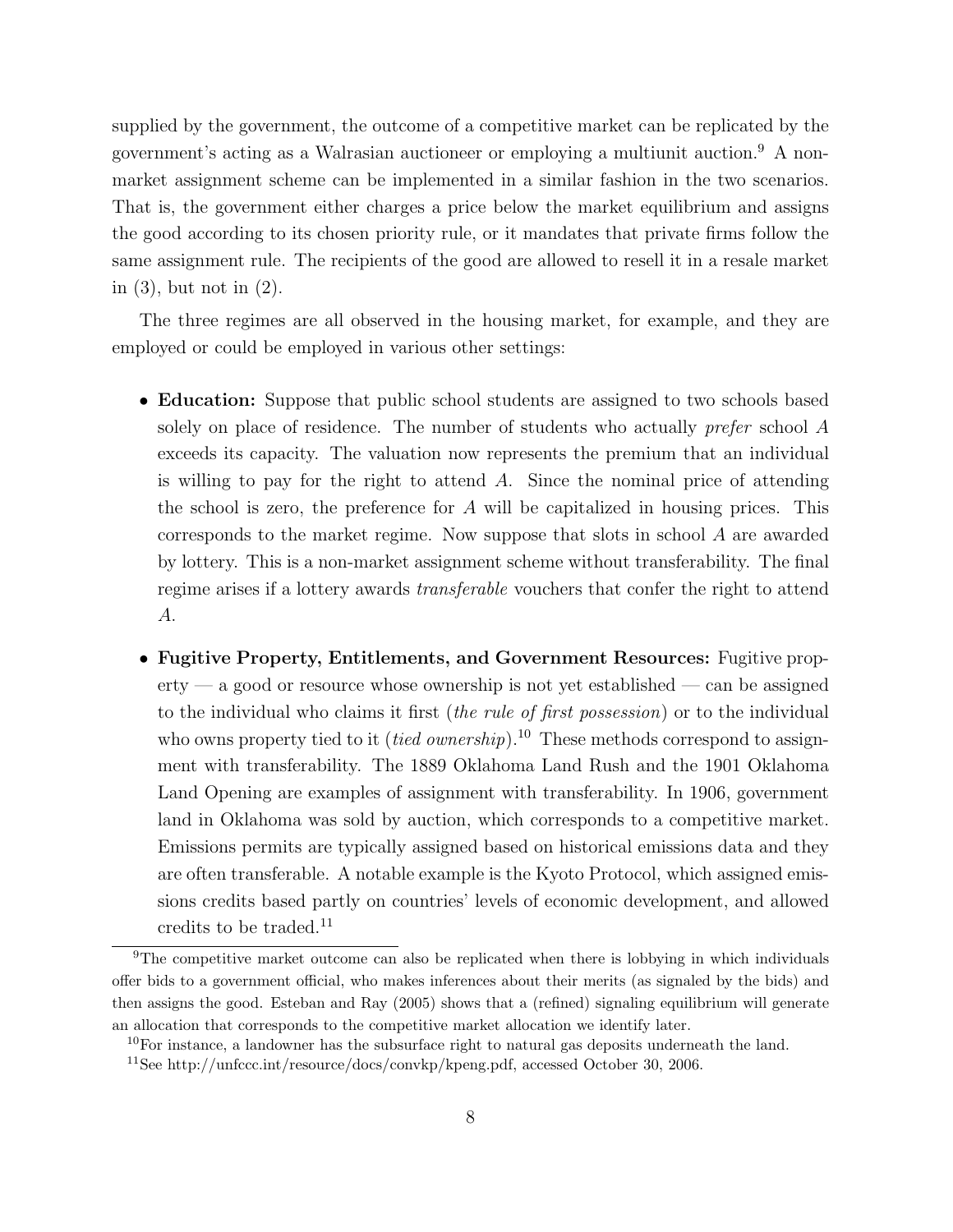supplied by the government, the outcome of a competitive market can be replicated by the government's acting as a Walrasian auctioneer or employing a multiunit auction.[9] A non-market assignment scheme can be implemented in a similar fashion in the two scenarios. That is, the government either charges a price below the market equilibrium and assigns the good according to its chosen priority rule, or it mandates that private firms follow the same assignment rule. The recipients of the good are allowed to resell it in a resale market in (3), but not in (2).

The three regimes are all observed in the housing market, for example, and they are employed or could be employed in various other settings:

- **Education:** Suppose that public school students are assigned to two schools based solely on place of residence. The number of students who actually *prefer* school $A$ exceeds its capacity. The valuation now represents the premium that an individual is willing to pay for the right to attend $A$. Since the nominal price of attending the school is zero, the preference for $A$ will be capitalized in housing prices. This corresponds to the market regime. Now suppose that slots in school $A$ are awarded by lottery. This is a non-market assignment scheme without transferability. The final regime arises if a lottery awards *transferable* vouchers that confer the right to attend $A$.

- **Fugitive Property, Entitlements, and Government Resources:** Fugitive property — a good or resource whose ownership is not yet established — can be assigned to the individual who claims it first (*the rule of first possession*) or to the individual who owns property tied to it (*tied ownership*).[10] These methods correspond to assignment with transferability. The 1889 Oklahoma Land Rush and the 1901 Oklahoma Land Opening are examples of assignment with transferability. In 1906, government land in Oklahoma was sold by auction, which corresponds to a competitive market. Emissions permits are typically assigned based on historical emissions data and they are often transferable. A notable example is the Kyoto Protocol, which assigned emissions credits based partly on countries' levels of economic development, and allowed credits to be traded.[11]

---

[9] The competitive market outcome can also be replicated when there is lobbying in which individuals offer bids to a government official, who makes inferences about their merits (as signaled by the bids) and then assigns the good. Esteban and Ray (2005) shows that a (refined) signaling equilibrium will generate an allocation that corresponds to the competitive market allocation we identify later.

[10] For instance, a landowner has the subsurface right to natural gas deposits underneath the land.

[11] See http://unfccc.int/resource/docs/convkp/kpeng.pdf, accessed October 30, 2006.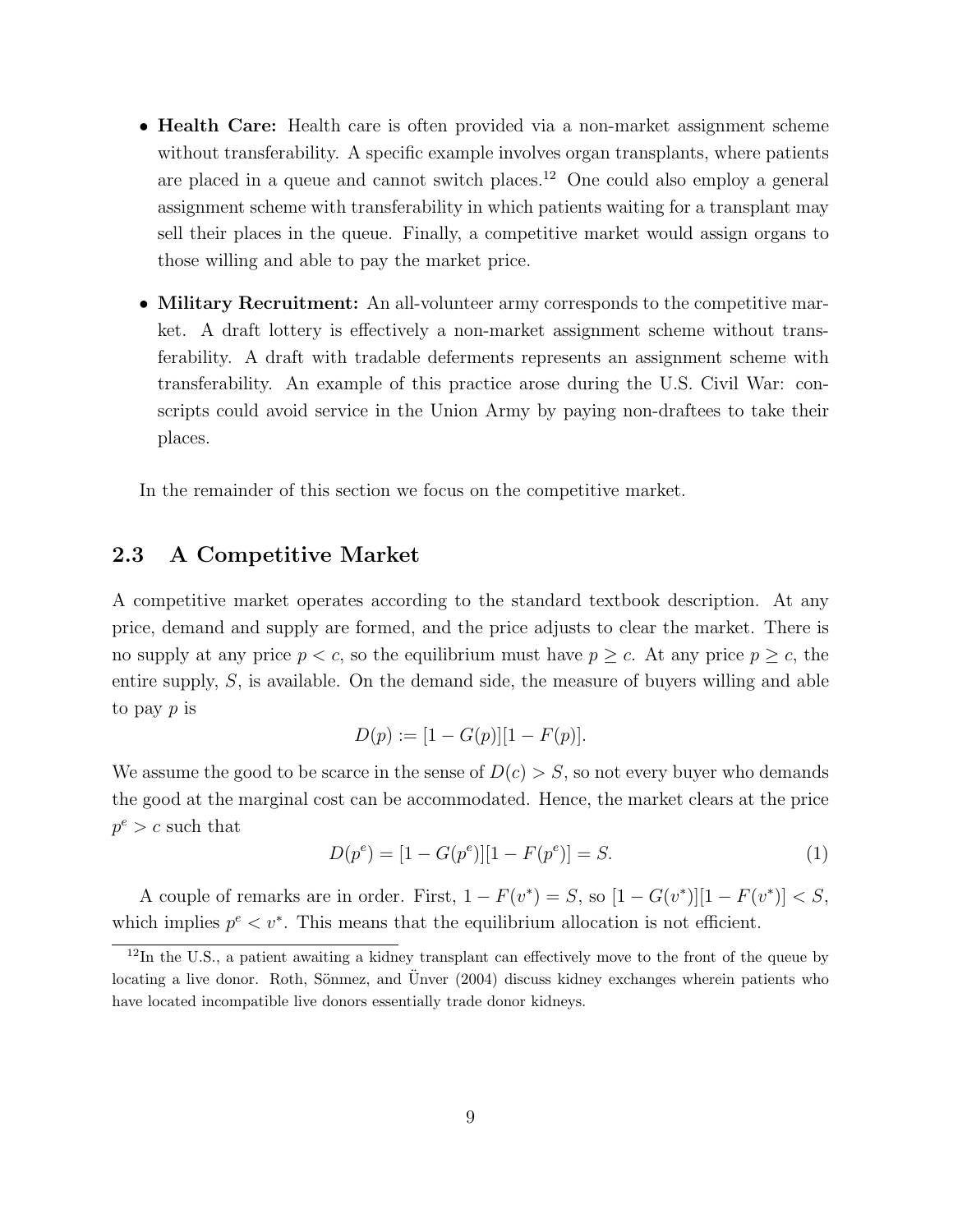- **Health Care:** Health care is often provided via a non-market assignment scheme without transferability. A specific example involves organ transplants, where patients are placed in a queue and cannot switch places.[12] One could also employ a general assignment scheme with transferability in which patients waiting for a transplant may sell their places in the queue. Finally, a competitive market would assign organs to those willing and able to pay the market price.

- **Military Recruitment:** An all-volunteer army corresponds to the competitive market. A draft lottery is effectively a non-market assignment scheme without transferability. A draft with tradable deferments represents an assignment scheme with transferability. An example of this practice arose during the U.S. Civil War: conscripts could avoid service in the Union Army by paying non-draftees to take their places.

In the remainder of this section we focus on the competitive market.

## 2.3 A Competitive Market

A competitive market operates according to the standard textbook description. At any price, demand and supply are formed, and the price adjusts to clear the market. There is no supply at any price $p < c$, so the equilibrium must have $p \geq c$. At any price $p \geq c$, the entire supply, $S$, is available. On the demand side, the measure of buyers willing and able to pay $p$ is

$$D(p) := [1 - G(p)][1 - F(p)].$$

We assume the good to be scarce in the sense of $D(c) > S$, so not every buyer who demands the good at the marginal cost can be accommodated. Hence, the market clears at the price $p^e > c$ such that

$$D(p^e) = [1 - G(p^e)][1 - F(p^e)] = S. \tag{1}$$

A couple of remarks are in order. First, $1 - F(v^*) = S$, so $[1 - G(v^*)][1 - F(v^*)] < S$, which implies $p^e < v^*$. This means that the equilibrium allocation is not efficient.

[12] In the U.S., a patient awaiting a kidney transplant can effectively move to the front of the queue by locating a live donor. Roth, Sönmez, and Ünver (2004) discuss kidney exchanges wherein patients who have located incompatible live donors essentially trade donor kidneys.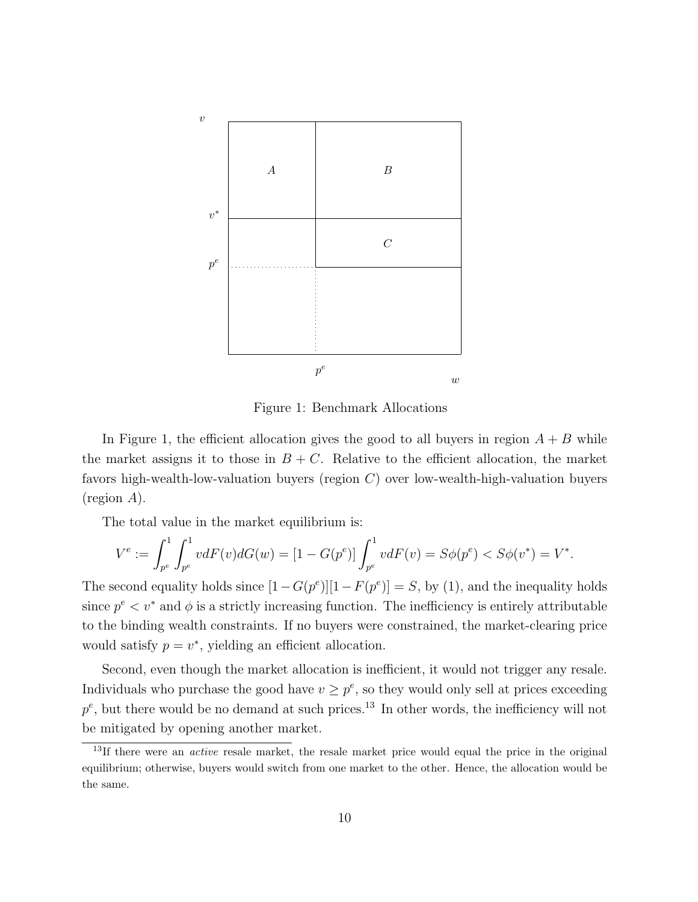Figure 1: Benchmark Allocations

In Figure 1, the efficient allocation gives the good to all buyers in region $A + B$ while the market assigns it to those in $B + C$. Relative to the efficient allocation, the market favors high-wealth-low-valuation buyers (region $C$) over low-wealth-high-valuation buyers (region $A$).

The total value in the market equilibrium is:

$$V^e := \int_{p^e}^{1} \int_{p^e}^{1} v dF(v) dG(w) = [1 - G(p^e)] \int_{p^e}^{1} v dF(v) = S\phi(p^e) < S\phi(v^*) = V^*.$$

The second equality holds since $[1 - G(p^e)][1 - F(p^e)] = S$, by (1), and the inequality holds since $p^e < v^*$ and $\phi$ is a strictly increasing function. The inefficiency is entirely attributable to the binding wealth constraints. If no buyers were constrained, the market-clearing price would satisfy $p = v^*$, yielding an efficient allocation.

Second, even though the market allocation is inefficient, it would not trigger any resale. Individuals who purchase the good have $v \geq p^e$, so they would only sell at prices exceeding $p^e$, but there would be no demand at such prices.[13] In other words, the inefficiency will not be mitigated by opening another market.

[13] If there were an *active* resale market, the resale market price would equal the price in the original equilibrium; otherwise, buyers would switch from one market to the other. Hence, the allocation would be the same.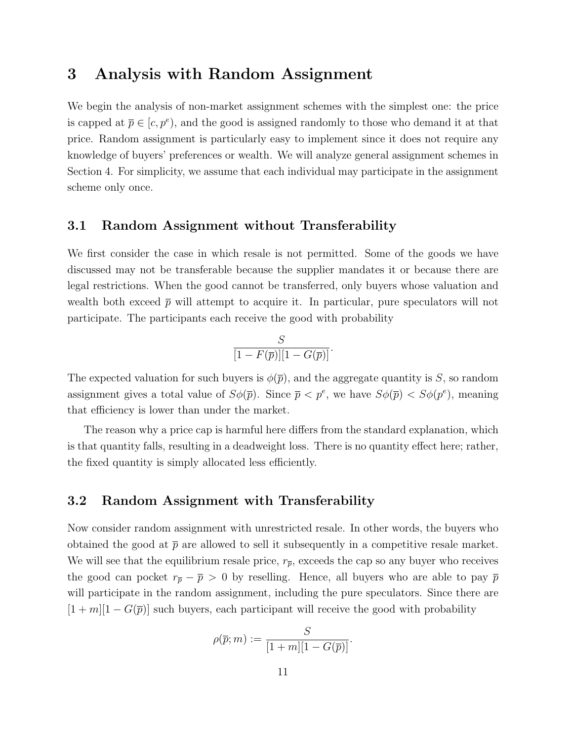# 3 Analysis with Random Assignment

We begin the analysis of non-market assignment schemes with the simplest one: the price is capped at $\overline{p} \in [c, p^e)$, and the good is assigned randomly to those who demand it at that price. Random assignment is particularly easy to implement since it does not require any knowledge of buyers' preferences or wealth. We will analyze general assignment schemes in Section 4. For simplicity, we assume that each individual may participate in the assignment scheme only once.

## 3.1 Random Assignment without Transferability

We first consider the case in which resale is not permitted. Some of the goods we have discussed may not be transferable because the supplier mandates it or because there are legal restrictions. When the good cannot be transferred, only buyers whose valuation and wealth both exceed $\overline{p}$ will attempt to acquire it. In particular, pure speculators will not participate. The participants each receive the good with probability

$$\frac{S}{[1 - F(\overline{p})][1 - G(\overline{p})]}.$$

The expected valuation for such buyers is $\phi(\overline{p})$, and the aggregate quantity is $S$, so random assignment gives a total value of $S\phi(\overline{p})$. Since $\overline{p} < p^e$, we have $S\phi(\overline{p}) < S\phi(p^e)$, meaning that efficiency is lower than under the market.

The reason why a price cap is harmful here differs from the standard explanation, which is that quantity falls, resulting in a deadweight loss. There is no quantity effect here; rather, the fixed quantity is simply allocated less efficiently.

## 3.2 Random Assignment with Transferability

Now consider random assignment with unrestricted resale. In other words, the buyers who obtained the good at $\overline{p}$ are allowed to sell it subsequently in a competitive resale market. We will see that the equilibrium resale price, $r_{\overline{p}}$, exceeds the cap so any buyer who receives the good can pocket $r_{\overline{p}} - \overline{p} > 0$ by reselling. Hence, all buyers who are able to pay $\overline{p}$ will participate in the random assignment, including the pure speculators. Since there are $[1 + m][1 - G(\overline{p})]$ such buyers, each participant will receive the good with probability

$$\rho(\overline{p}; m) := \frac{S}{[1 + m][1 - G(\overline{p})]}.$$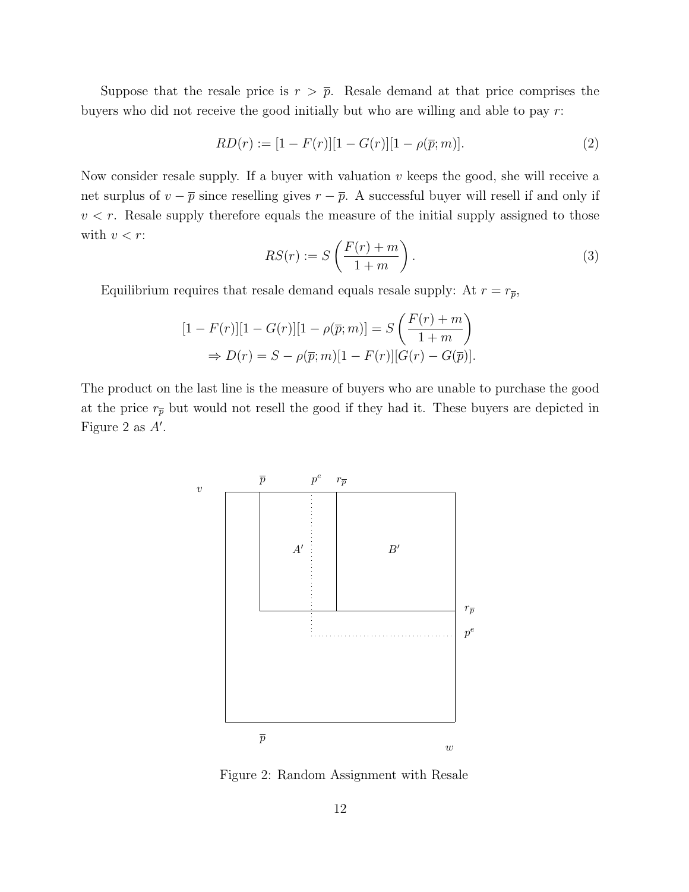Suppose that the resale price is $r > \overline{p}$. Resale demand at that price comprises the buyers who did not receive the good initially but who are willing and able to pay $r$:

$$RD(r) := [1 - F(r)][1 - G(r)][1 - \rho(\overline{p}; m)]. \tag{2}$$

Now consider resale supply. If a buyer with valuation $v$ keeps the good, she will receive a net surplus of $v - \overline{p}$ since reselling gives $r - \overline{p}$. A successful buyer will resell if and only if $v < r$. Resale supply therefore equals the measure of the initial supply assigned to those with $v < r$:

$$RS(r) := S\left(\frac{F(r) + m}{1 + m}\right). \tag{3}$$

Equilibrium requires that resale demand equals resale supply: At $r = r_{\overline{p}}$,

$$\begin{aligned}
[1 - F(r)][1 - G(r)][1 - \rho(\overline{p}; m)] &= S\left(\frac{F(r) + m}{1 + m}\right) \\
\Rightarrow D(r) &= S - \rho(\overline{p}; m)[1 - F(r)][G(r) - G(\overline{p})].
\end{aligned}$$

The product on the last line is the measure of buyers who are unable to purchase the good at the price $r_{\overline{p}}$ but would not resell the good if they had it. These buyers are depicted in Figure 2 as $A'$.

Figure 2: Random Assignment with Resale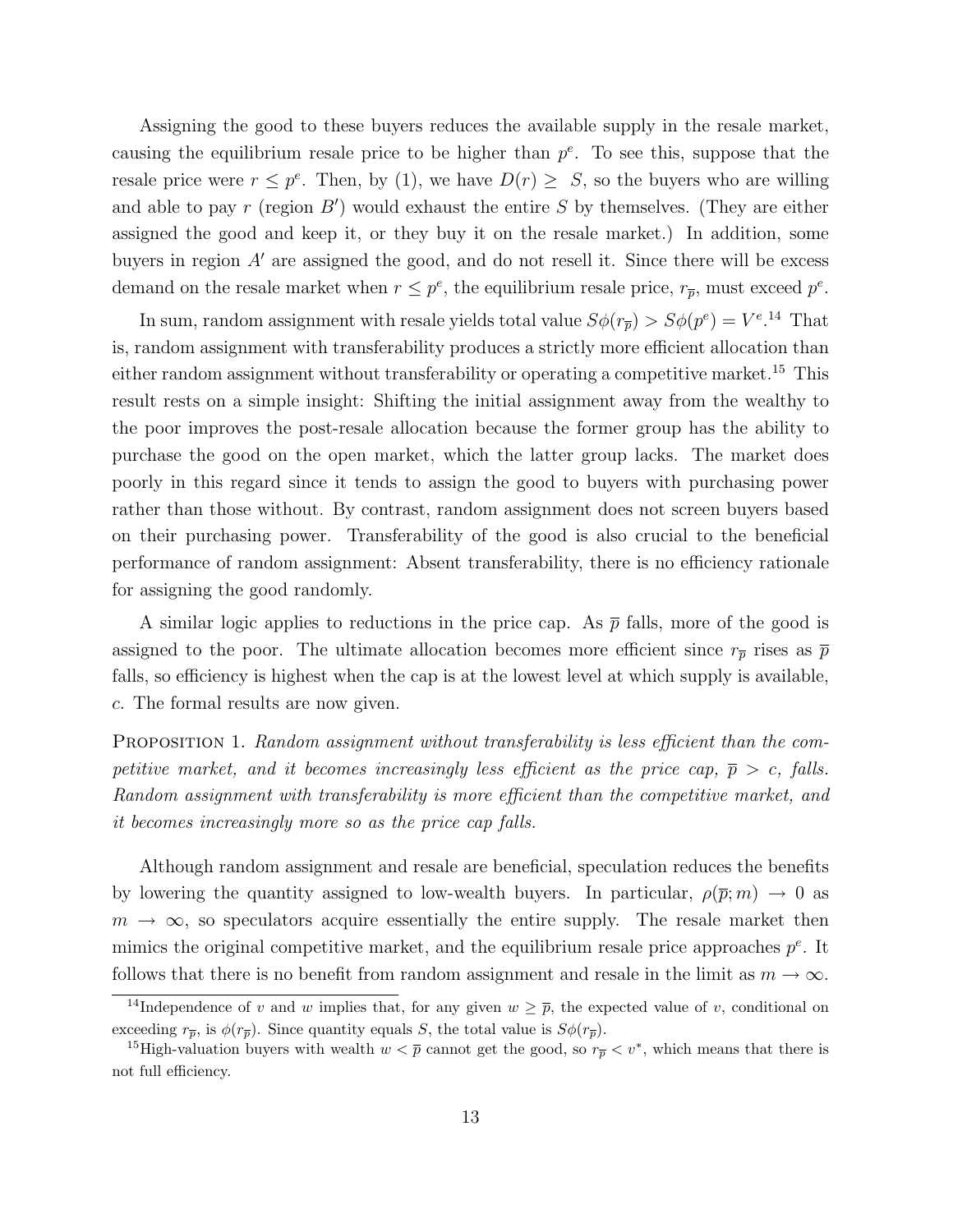Assigning the good to these buyers reduces the available supply in the resale market, causing the equilibrium resale price to be higher than $p^e$. To see this, suppose that the resale price were $r \leq p^e$. Then, by (1), we have $D(r) \geq S$, so the buyers who are willing and able to pay $r$ (region $B'$) would exhaust the entire $S$ by themselves. (They are either assigned the good and keep it, or they buy it on the resale market.) In addition, some buyers in region $A'$ are assigned the good, and do not resell it. Since there will be excess demand on the resale market when $r \leq p^e$, the equilibrium resale price, $r_{\overline{p}}$, must exceed $p^e$.

In sum, random assignment with resale yields total value $S\phi(r_{\overline{p}}) > S\phi(p^e) = V^e$.[14] That is, random assignment with transferability produces a strictly more efficient allocation than either random assignment without transferability or operating a competitive market.[15] This result rests on a simple insight: Shifting the initial assignment away from the wealthy to the poor improves the post-resale allocation because the former group has the ability to purchase the good on the open market, which the latter group lacks. The market does poorly in this regard since it tends to assign the good to buyers with purchasing power rather than those without. By contrast, random assignment does not screen buyers based on their purchasing power. Transferability of the good is also crucial to the beneficial performance of random assignment: Absent transferability, there is no efficiency rationale for assigning the good randomly.

A similar logic applies to reductions in the price cap. As $\overline{p}$ falls, more of the good is assigned to the poor. The ultimate allocation becomes more efficient since $r_{\overline{p}}$ rises as $\overline{p}$ falls, so efficiency is highest when the cap is at the lowest level at which supply is available, $c$. The formal results are now given.

Proposition 1. *Random assignment without transferability is less efficient than the competitive market, and it becomes increasingly less efficient as the price cap, $\overline{p} > c$, falls. Random assignment with transferability is more efficient than the competitive market, and it becomes increasingly more so as the price cap falls.*

Although random assignment and resale are beneficial, speculation reduces the benefits by lowering the quantity assigned to low-wealth buyers. In particular, $\rho(\overline{p}; m) \to 0$ as $m \to \infty$, so speculators acquire essentially the entire supply. The resale market then mimics the original competitive market, and the equilibrium resale price approaches $p^e$. It follows that there is no benefit from random assignment and resale in the limit as $m \to \infty$.

[14] Independence of $v$ and $w$ implies that, for any given $w \geq \overline{p}$, the expected value of $v$, conditional on exceeding $r_{\overline{p}}$, is $\phi(r_{\overline{p}})$. Since quantity equals $S$, the total value is $S\phi(r_{\overline{p}})$.

[15] High-valuation buyers with wealth $w < \overline{p}$ cannot get the good, so $r_{\overline{p}} < v^*$, which means that there is not full efficiency.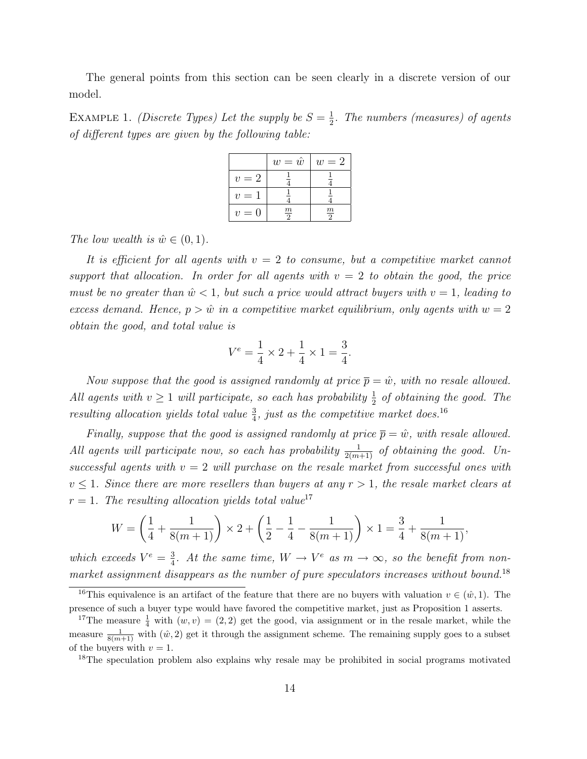The general points from this section can be seen clearly in a discrete version of our model.

Example 1. *(Discrete Types) Let the supply be $S = \frac{1}{2}$. The numbers (measures) of agents of different types are given by the following table:*

| | $w = \hat{w}$ | $w = 2$ |
|---|---|---|
| $v = 2$ | $\frac{1}{4}$ | $\frac{1}{4}$ |
| $v = 1$ | $\frac{1}{4}$ | $\frac{1}{4}$ |
| $v = 0$ | $\frac{m}{2}$ | $\frac{m}{2}$ |

*The low wealth is $\hat{w} \in (0, 1)$.*

*It is efficient for all agents with $v = 2$ to consume, but a competitive market cannot support that allocation. In order for all agents with $v = 2$ to obtain the good, the price must be no greater than $\hat{w} < 1$, but such a price would attract buyers with $v = 1$, leading to excess demand. Hence, $p > \hat{w}$ in a competitive market equilibrium, only agents with $w = 2$ obtain the good, and total value is*

$$V^e = \frac{1}{4} \times 2 + \frac{1}{4} \times 1 = \frac{3}{4}.$$

*Now suppose that the good is assigned randomly at price $\overline{p} = \hat{w}$, with no resale allowed. All agents with $v \geq 1$ will participate, so each has probability $\frac{1}{2}$ of obtaining the good. The resulting allocation yields total value $\frac{3}{4}$, just as the competitive market does.*[16]

*Finally, suppose that the good is assigned randomly at price $\overline{p} = \hat{w}$, with resale allowed. All agents will participate now, so each has probability $\frac{1}{2(m+1)}$ of obtaining the good. Unsuccessful agents with $v = 2$ will purchase on the resale market from successful ones with $v \leq 1$. Since there are more resellers than buyers at any $r > 1$, the resale market clears at $r = 1$. The resulting allocation yields total value*[17]

$$W = \left(\frac{1}{4} + \frac{1}{8(m+1)}\right) \times 2 + \left(\frac{1}{2} - \frac{1}{4} - \frac{1}{8(m+1)}\right) \times 1 = \frac{3}{4} + \frac{1}{8(m+1)},$$

*which exceeds $V^e = \frac{3}{4}$. At the same time, $W \to V^e$ as $m \to \infty$, so the benefit from non-market assignment disappears as the number of pure speculators increases without bound.*[18]

---

[16] This equivalence is an artifact of the feature that there are no buyers with valuation $v \in (\hat{w}, 1)$. The presence of such a buyer type would have favored the competitive market, just as Proposition 1 asserts.

[17] The measure $\frac{1}{4}$ with $(w, v) = (2, 2)$ get the good, via assignment or in the resale market, while the measure $\frac{1}{8(m+1)}$ with $(\hat{w}, 2)$ get it through the assignment scheme. The remaining supply goes to a subset of the buyers with $v = 1$.

[18] The speculation problem also explains why resale may be prohibited in social programs motivated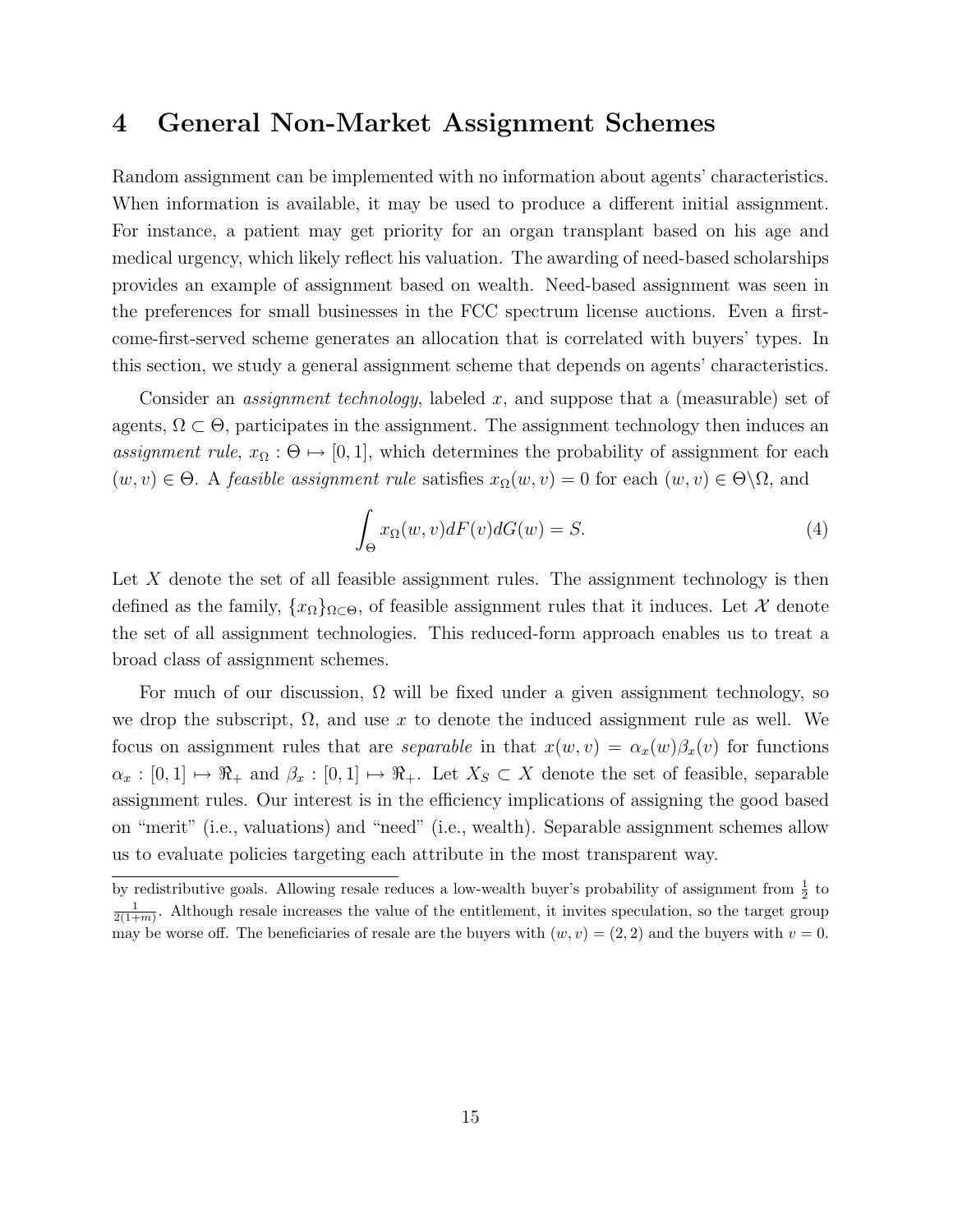## 4 General Non-Market Assignment Schemes

Random assignment can be implemented with no information about agents' characteristics. When information is available, it may be used to produce a different initial assignment. For instance, a patient may get priority for an organ transplant based on his age and medical urgency, which likely reflect his valuation. The awarding of need-based scholarships provides an example of assignment based on wealth. Need-based assignment was seen in the preferences for small businesses in the FCC spectrum license auctions. Even a first-come-first-served scheme generates an allocation that is correlated with buyers' types. In this section, we study a general assignment scheme that depends on agents' characteristics.

Consider an *assignment technology*, labeled $x$, and suppose that a (measurable) set of agents, $\Omega \subset \Theta$, participates in the assignment. The assignment technology then induces an *assignment rule*, $x_\Omega : \Theta \mapsto [0,1]$, which determines the probability of assignment for each $(w, v) \in \Theta$. A *feasible assignment rule* satisfies $x_\Omega(w, v) = 0$ for each $(w, v) \in \Theta \backslash \Omega$, and

$$\int_\Theta x_\Omega(w, v) dF(v) dG(w) = S. \tag{4}$$

Let $X$ denote the set of all feasible assignment rules. The assignment technology is then defined as the family, $\{x_\Omega\}_{\Omega \subset \Theta}$, of feasible assignment rules that it induces. Let $\mathcal{X}$ denote the set of all assignment technologies. This reduced-form approach enables us to treat a broad class of assignment schemes.

For much of our discussion, $\Omega$ will be fixed under a given assignment technology, so we drop the subscript, $\Omega$, and use $x$ to denote the induced assignment rule as well. We focus on assignment rules that are *separable* in that $x(w, v) = \alpha_x(w)\beta_x(v)$ for functions $\alpha_x : [0,1] \mapsto \Re_+$ and $\beta_x : [0,1] \mapsto \Re_+$. Let $X_S \subset X$ denote the set of feasible, separable assignment rules. Our interest is in the efficiency implications of assigning the good based on "merit" (i.e., valuations) and "need" (i.e., wealth). Separable assignment schemes allow us to evaluate policies targeting each attribute in the most transparent way.

---

by redistributive goals. Allowing resale reduces a low-wealth buyer's probability of assignment from $\frac{1}{2}$ to $\frac{1}{2(1+m)}$. Although resale increases the value of the entitlement, it invites speculation, so the target group may be worse off. The beneficiaries of resale are the buyers with $(w, v) = (2, 2)$ and the buyers with $v = 0$.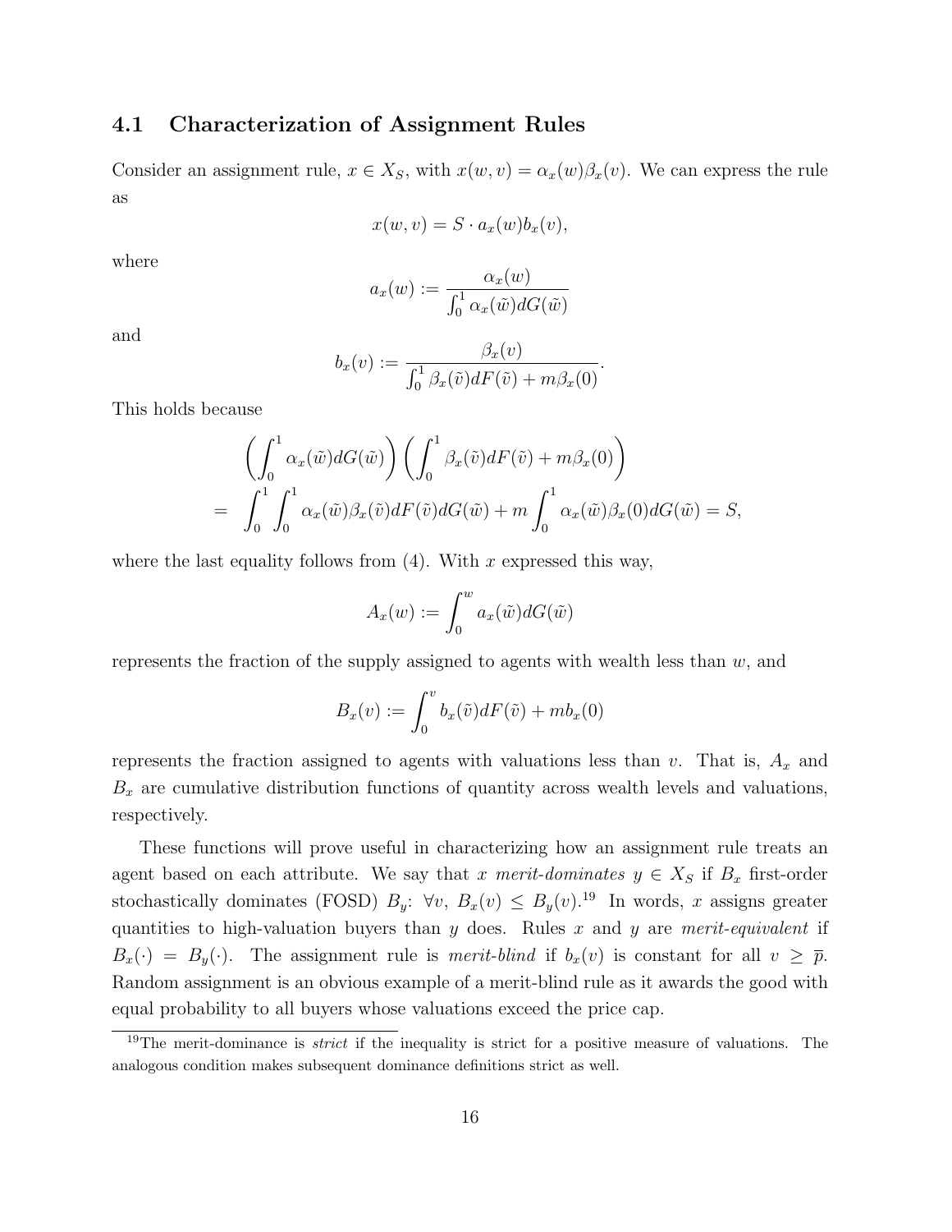### 4.1 Characterization of Assignment Rules

Consider an assignment rule, $x \in X_S$, with $x(w,v) = \alpha_x(w)\beta_x(v)$. We can express the rule as

$$x(w,v) = S \cdot a_x(w)b_x(v),$$

where

$$a_x(w) := \frac{\alpha_x(w)}{\int_0^1 \alpha_x(\tilde{w})dG(\tilde{w})}$$

and

$$b_x(v) := \frac{\beta_x(v)}{\int_0^1 \beta_x(\tilde{v})dF(\tilde{v}) + m\beta_x(0)}.$$

This holds because

$$\begin{aligned} & \left(\int_0^1 \alpha_x(\tilde{w})dG(\tilde{w})\right)\left(\int_0^1 \beta_x(\tilde{v})dF(\tilde{v}) + m\beta_x(0)\right) \\ = & \int_0^1 \int_0^1 \alpha_x(\tilde{w})\beta_x(\tilde{v})dF(\tilde{v})dG(\tilde{w}) + m\int_0^1 \alpha_x(\tilde{w})\beta_x(0)dG(\tilde{w}) = S, \end{aligned}$$

where the last equality follows from (4). With $x$ expressed this way,

$$A_x(w) := \int_0^w a_x(\tilde{w})dG(\tilde{w})$$

represents the fraction of the supply assigned to agents with wealth less than $w$, and

$$B_x(v) := \int_0^v b_x(\tilde{v})dF(\tilde{v}) + mb_x(0)$$

represents the fraction assigned to agents with valuations less than $v$. That is, $A_x$ and $B_x$ are cumulative distribution functions of quantity across wealth levels and valuations, respectively.

These functions will prove useful in characterizing how an assignment rule treats an agent based on each attribute. We say that $x$ *merit-dominates* $y \in X_S$ if $B_x$ first-order stochastically dominates (FOSD) $B_y$: $\forall v$, $B_x(v) \leq B_y(v)$.[19] In words, $x$ assigns greater quantities to high-valuation buyers than $y$ does. Rules $x$ and $y$ are *merit-equivalent* if $B_x(\cdot) = B_y(\cdot)$. The assignment rule is *merit-blind* if $b_x(v)$ is constant for all $v \geq \overline{p}$. Random assignment is an obvious example of a merit-blind rule as it awards the good with equal probability to all buyers whose valuations exceed the price cap.

[19] The merit-dominance is *strict* if the inequality is strict for a positive measure of valuations. The analogous condition makes subsequent dominance definitions strict as well.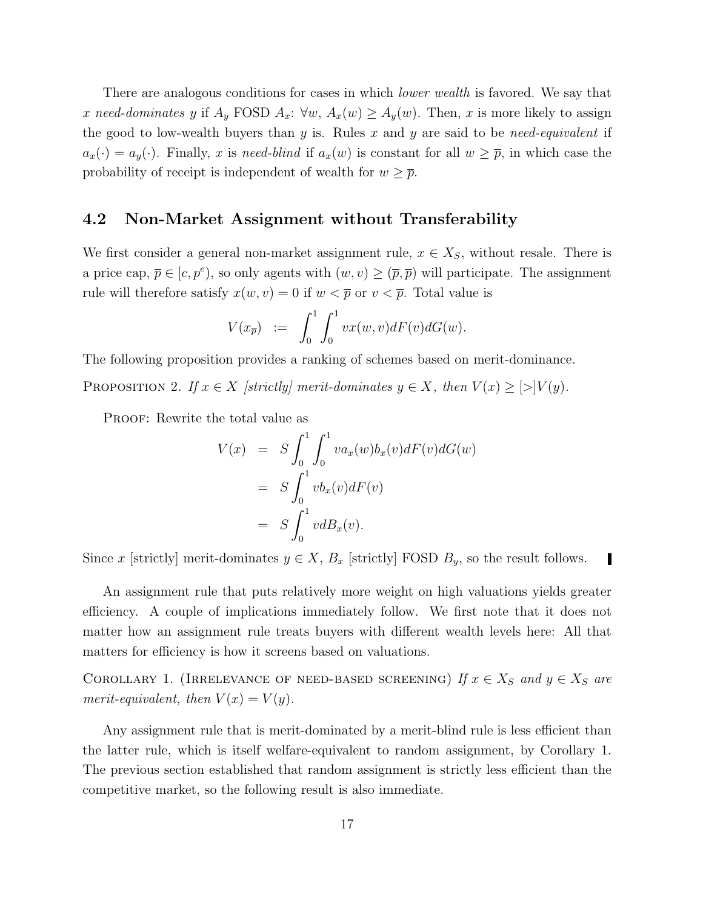There are analogous conditions for cases in which *lower wealth* is favored. We say that $x$ *need-dominates* $y$ if $A_y$ FOSD $A_x$: $\forall w$, $A_x(w) \geq A_y(w)$. Then, $x$ is more likely to assign the good to low-wealth buyers than $y$ is. Rules $x$ and $y$ are said to be *need-equivalent* if $a_x(\cdot) = a_y(\cdot)$. Finally, $x$ is *need-blind* if $a_x(w)$ is constant for all $w \geq \overline{p}$, in which case the probability of receipt is independent of wealth for $w \geq \overline{p}$.

## 4.2 Non-Market Assignment without Transferability

We first consider a general non-market assignment rule, $x \in X_S$, without resale. There is a price cap, $\overline{p} \in [c, p^e)$, so only agents with $(w, v) \geq (\overline{p}, \overline{p})$ will participate. The assignment rule will therefore satisfy $x(w, v) = 0$ if $w < \overline{p}$ or $v < \overline{p}$. Total value is

$$V(x_{\overline{p}}) \;\; := \;\; \int_0^1 \int_0^1 v x(w, v) dF(v) dG(w).$$

The following proposition provides a ranking of schemes based on merit-dominance.

Proposition 2. *If $x \in X$ [strictly] merit-dominates $y \in X$, then $V(x) \geq [>] V(y)$.*

Proof: Rewrite the total value as

$$\begin{aligned} V(x) &= S \int_0^1 \int_0^1 v a_x(w) b_x(v) dF(v) dG(w) \\ &= S \int_0^1 v b_x(v) dF(v) \\ &= S \int_0^1 v dB_x(v). \end{aligned}$$

Since $x$ [strictly] merit-dominates $y \in X$, $B_x$ [strictly] FOSD $B_y$, so the result follows. ∎

An assignment rule that puts relatively more weight on high valuations yields greater efficiency. A couple of implications immediately follow. We first note that it does not matter how an assignment rule treats buyers with different wealth levels here: All that matters for efficiency is how it screens based on valuations.

Corollary 1. (Irrelevance of need-based screening) *If $x \in X_S$ and $y \in X_S$ are merit-equivalent, then $V(x) = V(y)$.*

Any assignment rule that is merit-dominated by a merit-blind rule is less efficient than the latter rule, which is itself welfare-equivalent to random assignment, by Corollary 1. The previous section established that random assignment is strictly less efficient than the competitive market, so the following result is also immediate.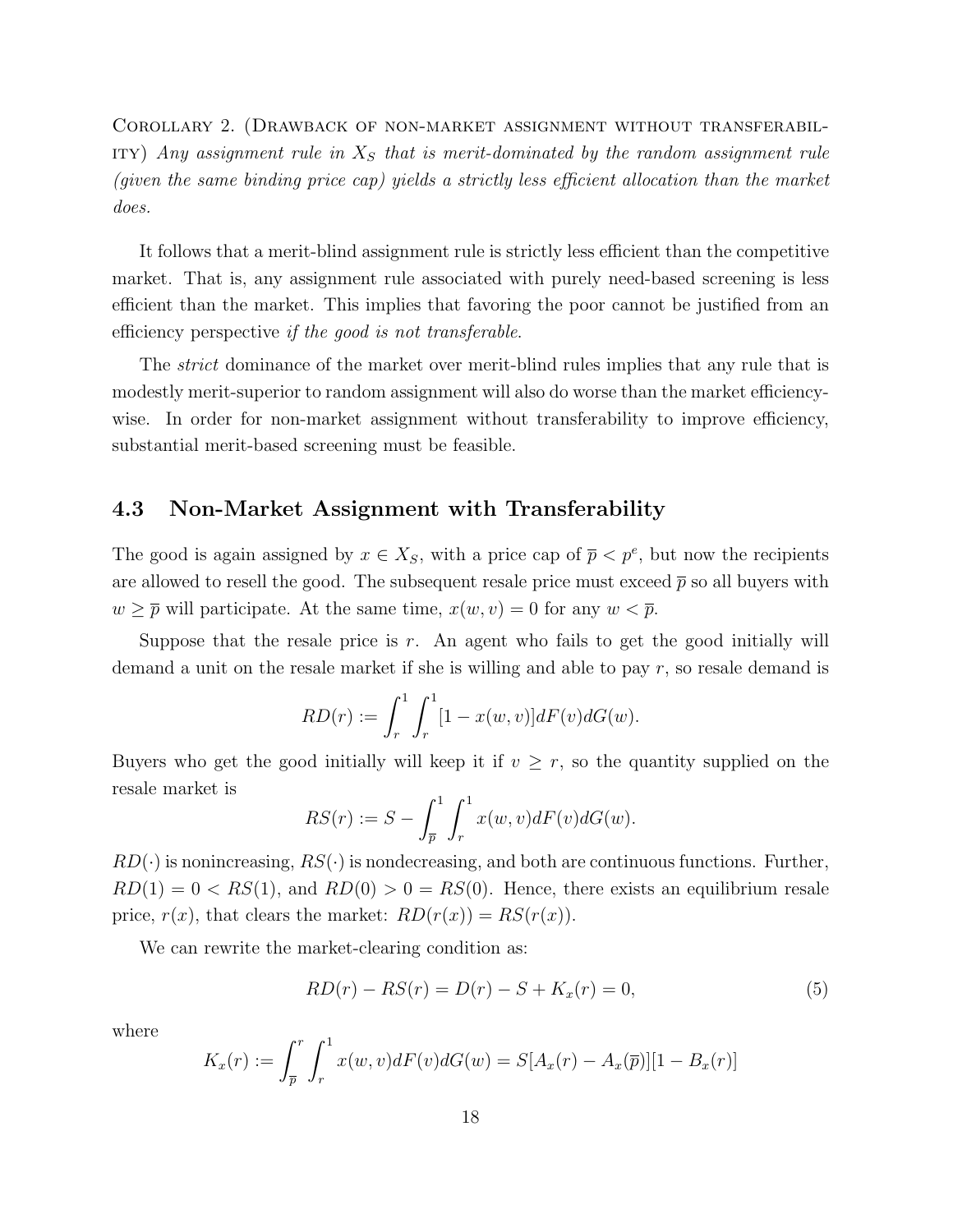Corollary 2. (Drawback of non-market assignment without transferability) *Any assignment rule in $X_S$ that is merit-dominated by the random assignment rule (given the same binding price cap) yields a strictly less efficient allocation than the market does.*

It follows that a merit-blind assignment rule is strictly less efficient than the competitive market. That is, any assignment rule associated with purely need-based screening is less efficient than the market. This implies that favoring the poor cannot be justified from an efficiency perspective *if the good is not transferable*.

The *strict* dominance of the market over merit-blind rules implies that any rule that is modestly merit-superior to random assignment will also do worse than the market efficiency-wise. In order for non-market assignment without transferability to improve efficiency, substantial merit-based screening must be feasible.

## 4.3 Non-Market Assignment with Transferability

The good is again assigned by $x \in X_S$, with a price cap of $\overline{p} < p^e$, but now the recipients are allowed to resell the good. The subsequent resale price must exceed $\overline{p}$ so all buyers with $w \geq \overline{p}$ will participate. At the same time, $x(w, v) = 0$ for any $w < \overline{p}$.

Suppose that the resale price is $r$. An agent who fails to get the good initially will demand a unit on the resale market if she is willing and able to pay $r$, so resale demand is

$$RD(r) := \int_r^1 \int_r^1 [1 - x(w, v)] dF(v) dG(w).$$

Buyers who get the good initially will keep it if $v \geq r$, so the quantity supplied on the resale market is

$$RS(r) := S - \int_{\overline{p}}^1 \int_r^1 x(w, v) dF(v) dG(w).$$

$RD(\cdot)$ is nonincreasing, $RS(\cdot)$ is nondecreasing, and both are continuous functions. Further, $RD(1) = 0 < RS(1)$, and $RD(0) > 0 = RS(0)$. Hence, there exists an equilibrium resale price, $r(x)$, that clears the market: $RD(r(x)) = RS(r(x))$.

We can rewrite the market-clearing condition as:

$$RD(r) - RS(r) = D(r) - S + K_x(r) = 0, \tag{5}$$

where

$$K_x(r) := \int_{\overline{p}}^r \int_r^1 x(w, v) dF(v) dG(w) = S[A_x(r) - A_x(\overline{p})][1 - B_x(r)]$$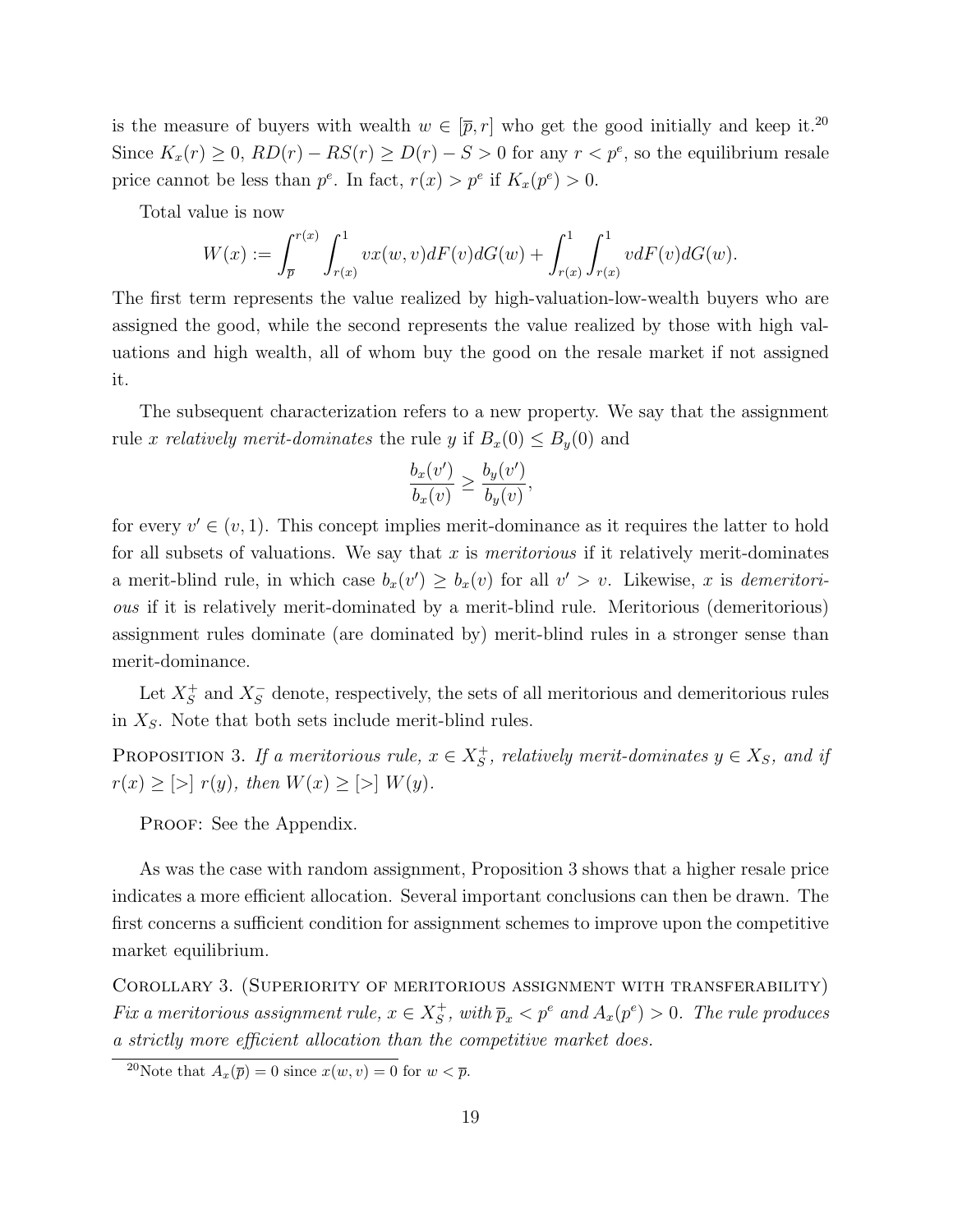is the measure of buyers with wealth $w \in [\overline{p}, r]$ who get the good initially and keep it.[20] Since $K_x(r) \geq 0$, $RD(r) - RS(r) \geq D(r) - S > 0$ for any $r < p^e$, so the equilibrium resale price cannot be less than $p^e$. In fact, $r(x) > p^e$ if $K_x(p^e) > 0$.

Total value is now

$$W(x) := \int_{\overline{p}}^{r(x)} \int_{r(x)}^{1} vx(w,v)dF(v)dG(w) + \int_{r(x)}^{1} \int_{r(x)}^{1} vdF(v)dG(w).$$

The first term represents the value realized by high-valuation-low-wealth buyers who are assigned the good, while the second represents the value realized by those with high valuations and high wealth, all of whom buy the good on the resale market if not assigned it.

The subsequent characterization refers to a new property. We say that the assignment rule $x$ *relatively merit-dominates* the rule $y$ if $B_x(0) \leq B_y(0)$ and

$$\frac{b_x(v')}{b_x(v)} \geq \frac{b_y(v')}{b_y(v)},$$

for every $v' \in (v, 1)$. This concept implies merit-dominance as it requires the latter to hold for all subsets of valuations. We say that $x$ is *meritorious* if it relatively merit-dominates a merit-blind rule, in which case $b_x(v') \geq b_x(v)$ for all $v' > v$. Likewise, $x$ is *demeritorious* if it is relatively merit-dominated by a merit-blind rule. Meritorious (demeritorious) assignment rules dominate (are dominated by) merit-blind rules in a stronger sense than merit-dominance.

Let $X_S^+$ and $X_S^-$ denote, respectively, the sets of all meritorious and demeritorious rules in $X_S$. Note that both sets include merit-blind rules.

PROPOSITION 3. *If a meritorious rule, $x \in X_S^+$, relatively merit-dominates $y \in X_S$, and if $r(x) \geq [>]\ r(y)$, then $W(x) \geq [>]\ W(y)$.*

PROOF: See the Appendix.

As was the case with random assignment, Proposition 3 shows that a higher resale price indicates a more efficient allocation. Several important conclusions can then be drawn. The first concerns a sufficient condition for assignment schemes to improve upon the competitive market equilibrium.

COROLLARY 3. (SUPERIORITY OF MERITORIOUS ASSIGNMENT WITH TRANSFERABILITY) *Fix a meritorious assignment rule, $x \in X_S^+$, with $\overline{p}_x < p^e$ and $A_x(p^e) > 0$. The rule produces a strictly more efficient allocation than the competitive market does.*

[20] Note that $A_x(\overline{p}) = 0$ since $x(w, v) = 0$ for $w < \overline{p}$.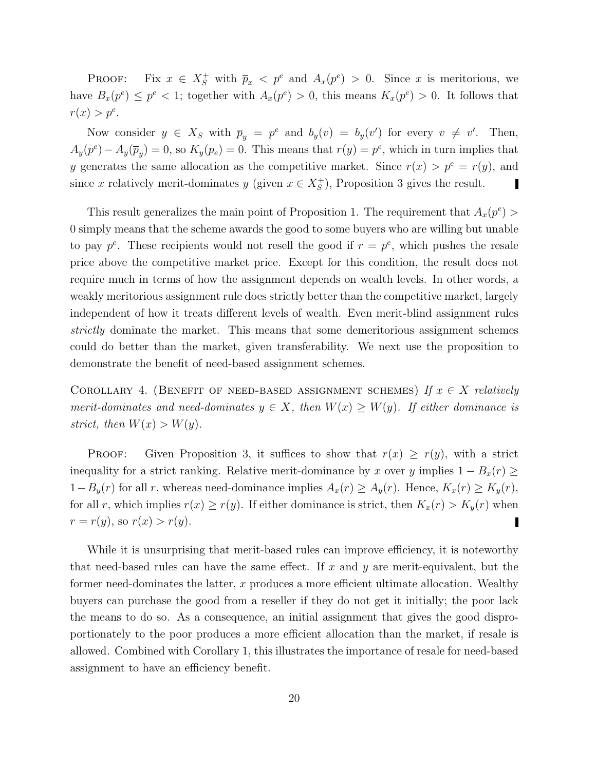Proof: Fix $x \in X_S^+$ with $\overline{p}_x < p^e$ and $A_x(p^e) > 0$. Since $x$ is meritorious, we have $B_x(p^e) \leq p^e < 1$; together with $A_x(p^e) > 0$, this means $K_x(p^e) > 0$. It follows that $r(x) > p^e$.

Now consider $y \in X_S$ with $\overline{p}_y = p^e$ and $b_y(v) = b_y(v')$ for every $v \neq v'$. Then, $A_y(p^e) - A_y(\overline{p}_y) = 0$, so $K_y(p_e) = 0$. This means that $r(y) = p^e$, which in turn implies that $y$ generates the same allocation as the competitive market. Since $r(x) > p^e = r(y)$, and since $x$ relatively merit-dominates $y$ (given $x \in X_S^+$), Proposition 3 gives the result. ∎

This result generalizes the main point of Proposition 1. The requirement that $A_x(p^e) > 0$ simply means that the scheme awards the good to some buyers who are willing but unable to pay $p^e$. These recipients would not resell the good if $r = p^e$, which pushes the resale price above the competitive market price. Except for this condition, the result does not require much in terms of how the assignment depends on wealth levels. In other words, a weakly meritorious assignment rule does strictly better than the competitive market, largely independent of how it treats different levels of wealth. Even merit-blind assignment rules *strictly* dominate the market. This means that some demeritorious assignment schemes could do better than the market, given transferability. We next use the proposition to demonstrate the benefit of need-based assignment schemes.

Corollary 4. (Benefit of need-based assignment schemes) *If $x \in X$ relatively merit-dominates and need-dominates $y \in X$, then $W(x) \geq W(y)$. If either dominance is strict, then $W(x) > W(y)$.*

Proof: Given Proposition 3, it suffices to show that $r(x) \geq r(y)$, with a strict inequality for a strict ranking. Relative merit-dominance by $x$ over $y$ implies $1 - B_x(r) \geq 1 - B_y(r)$ for all $r$, whereas need-dominance implies $A_x(r) \geq A_y(r)$. Hence, $K_x(r) \geq K_y(r)$, for all $r$, which implies $r(x) \geq r(y)$. If either dominance is strict, then $K_x(r) > K_y(r)$ when $r = r(y)$, so $r(x) > r(y)$. ∎

While it is unsurprising that merit-based rules can improve efficiency, it is noteworthy that need-based rules can have the same effect. If $x$ and $y$ are merit-equivalent, but the former need-dominates the latter, $x$ produces a more efficient ultimate allocation. Wealthy buyers can purchase the good from a reseller if they do not get it initially; the poor lack the means to do so. As a consequence, an initial assignment that gives the good disproportionately to the poor produces a more efficient allocation than the market, if resale is allowed. Combined with Corollary 1, this illustrates the importance of resale for need-based assignment to have an efficiency benefit.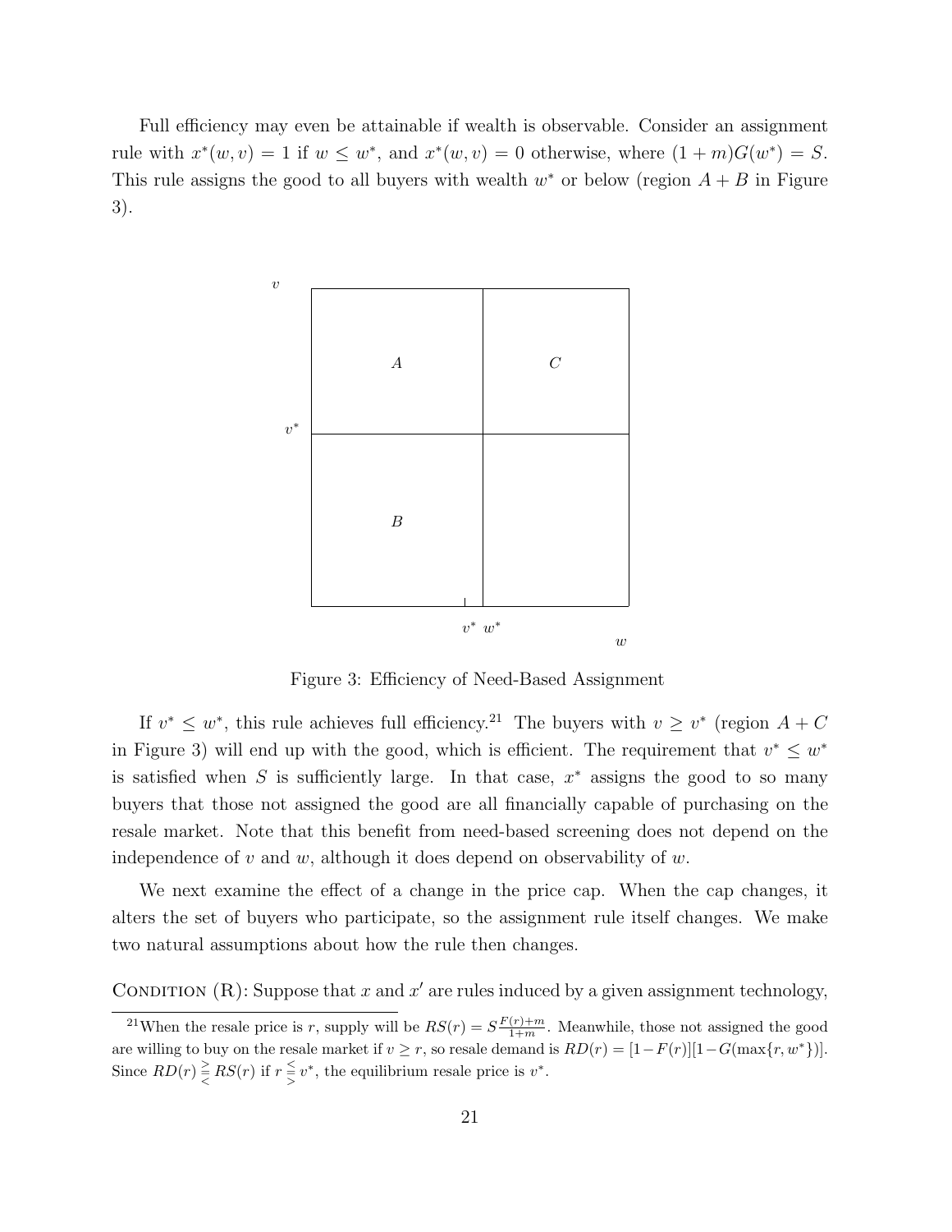Full efficiency may even be attainable if wealth is observable. Consider an assignment rule with $x^*(w, v) = 1$ if $w \leq w^*$, and $x^*(w, v) = 0$ otherwise, where $(1 + m)G(w^*) = S$. This rule assigns the good to all buyers with wealth $w^*$ or below (region $A + B$ in Figure 3).

Figure 3: Efficiency of Need-Based Assignment

If $v^* \leq w^*$, this rule achieves full efficiency.[21] The buyers with $v \geq v^*$ (region $A + C$ in Figure 3) will end up with the good, which is efficient. The requirement that $v^* \leq w^*$ is satisfied when $S$ is sufficiently large. In that case, $x^*$ assigns the good to so many buyers that those not assigned the good are all financially capable of purchasing on the resale market. Note that this benefit from need-based screening does not depend on the independence of $v$ and $w$, although it does depend on observability of $w$.

We next examine the effect of a change in the price cap. When the cap changes, it alters the set of buyers who participate, so the assignment rule itself changes. We make two natural assumptions about how the rule then changes.

Condition (R): Suppose that $x$ and $x'$ are rules induced by a given assignment technology,

[21] When the resale price is $r$, supply will be $RS(r) = S\frac{F(r)+m}{1+m}$. Meanwhile, those not assigned the good are willing to buy on the resale market if $v \geq r$, so resale demand is $RD(r) = [1-F(r)][1-G(\max\{r, w^*\})]$. Since $RD(r) \gtreqless RS(r)$ if $r \lesseqgtr v^*$, the equilibrium resale price is $v^*$.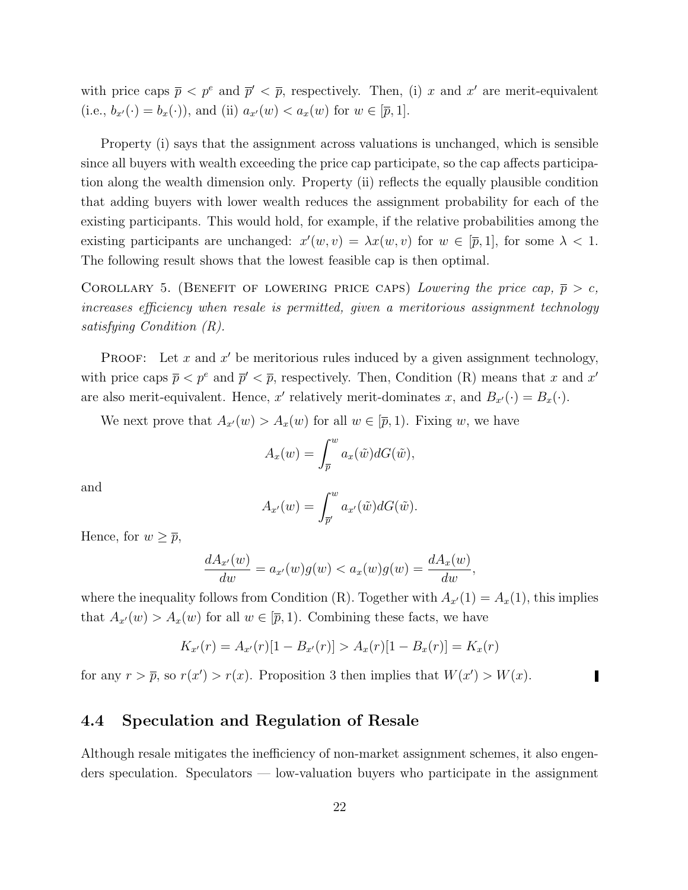with price caps $\overline{p} < p^e$ and $\overline{p}' < \overline{p}$, respectively. Then, (i) $x$ and $x'$ are merit-equivalent (i.e., $b_{x'}(\cdot) = b_x(\cdot)$), and (ii) $a_{x'}(w) < a_x(w)$ for $w \in [\overline{p}, 1]$.

Property (i) says that the assignment across valuations is unchanged, which is sensible since all buyers with wealth exceeding the price cap participate, so the cap affects participation along the wealth dimension only. Property (ii) reflects the equally plausible condition that adding buyers with lower wealth reduces the assignment probability for each of the existing participants. This would hold, for example, if the relative probabilities among the existing participants are unchanged: $x'(w, v) = \lambda x(w, v)$ for $w \in [\overline{p}, 1]$, for some $\lambda < 1$. The following result shows that the lowest feasible cap is then optimal.

Corollary 5. (Benefit of lowering price caps) *Lowering the price cap, $\overline{p} > c$, increases efficiency when resale is permitted, given a meritorious assignment technology satisfying Condition (R).*

Proof: Let $x$ and $x'$ be meritorious rules induced by a given assignment technology, with price caps $\overline{p} < p^e$ and $\overline{p}' < \overline{p}$, respectively. Then, Condition (R) means that $x$ and $x'$ are also merit-equivalent. Hence, $x'$ relatively merit-dominates $x$, and $B_{x'}(\cdot) = B_x(\cdot)$.

We next prove that $A_{x'}(w) > A_x(w)$ for all $w \in [\overline{p}, 1)$. Fixing $w$, we have

$$A_x(w) = \int_{\overline{p}}^{w} a_x(\tilde{w}) dG(\tilde{w}),$$

and

$$A_{x'}(w) = \int_{\overline{p}'}^{w} a_{x'}(\tilde{w}) dG(\tilde{w}).$$

Hence, for $w \geq \overline{p}$,

$$\frac{dA_{x'}(w)}{dw} = a_{x'}(w)g(w) < a_x(w)g(w) = \frac{dA_x(w)}{dw},$$

where the inequality follows from Condition (R). Together with $A_{x'}(1) = A_x(1)$, this implies that $A_{x'}(w) > A_x(w)$ for all $w \in [\overline{p}, 1)$. Combining these facts, we have

$$K_{x'}(r) = A_{x'}(r)[1 - B_{x'}(r)] > A_x(r)[1 - B_x(r)] = K_x(r)$$

for any $r > \overline{p}$, so $r(x') > r(x)$. Proposition 3 then implies that $W(x') > W(x)$. ∎

### 4.4 Speculation and Regulation of Resale

Although resale mitigates the inefficiency of non-market assignment schemes, it also engenders speculation. Speculators — low-valuation buyers who participate in the assignment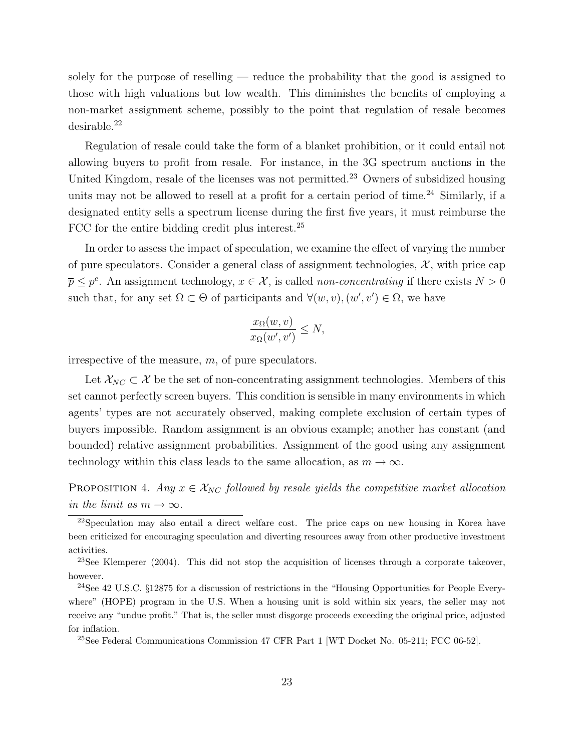solely for the purpose of reselling — reduce the probability that the good is assigned to those with high valuations but low wealth. This diminishes the benefits of employing a non-market assignment scheme, possibly to the point that regulation of resale becomes desirable.[22]

Regulation of resale could take the form of a blanket prohibition, or it could entail not allowing buyers to profit from resale. For instance, in the 3G spectrum auctions in the United Kingdom, resale of the licenses was not permitted.[23] Owners of subsidized housing units may not be allowed to resell at a profit for a certain period of time.[24] Similarly, if a designated entity sells a spectrum license during the first five years, it must reimburse the FCC for the entire bidding credit plus interest.[25]

In order to assess the impact of speculation, we examine the effect of varying the number of pure speculators. Consider a general class of assignment technologies, $\mathcal{X}$, with price cap $\overline{p} \leq p^e$. An assignment technology, $x \in \mathcal{X}$, is called *non-concentrating* if there exists $N > 0$ such that, for any set $\Omega \subset \Theta$ of participants and $\forall (w, v), (w', v') \in \Omega$, we have

$$\frac{x_\Omega(w, v)}{x_\Omega(w', v')} \leq N,$$

irrespective of the measure, $m$, of pure speculators.

Let $\mathcal{X}_{NC} \subset \mathcal{X}$ be the set of non-concentrating assignment technologies. Members of this set cannot perfectly screen buyers. This condition is sensible in many environments in which agents' types are not accurately observed, making complete exclusion of certain types of buyers impossible. Random assignment is an obvious example; another has constant (and bounded) relative assignment probabilities. Assignment of the good using any assignment technology within this class leads to the same allocation, as $m \to \infty$.

Proposition 4. *Any $x \in \mathcal{X}_{NC}$ followed by resale yields the competitive market allocation in the limit as $m \to \infty$.*

---

[22] Speculation may also entail a direct welfare cost. The price caps on new housing in Korea have been criticized for encouraging speculation and diverting resources away from other productive investment activities.

[23] See Klemperer (2004). This did not stop the acquisition of licenses through a corporate takeover, however.

[24] See 42 U.S.C. §12875 for a discussion of restrictions in the "Housing Opportunities for People Everywhere" (HOPE) program in the U.S. When a housing unit is sold within six years, the seller may not receive any "undue profit." That is, the seller must disgorge proceeds exceeding the original price, adjusted for inflation.

[25] See Federal Communications Commission 47 CFR Part 1 [WT Docket No. 05-211; FCC 06-52].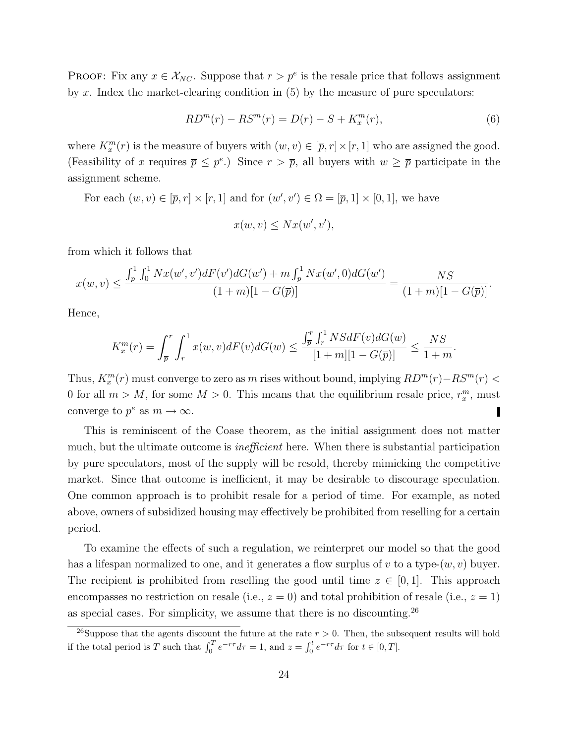PROOF: Fix any $x \in \mathcal{X}_{NC}$. Suppose that $r > p^e$ is the resale price that follows assignment by $x$. Index the market-clearing condition in (5) by the measure of pure speculators:

$$RD^m(r) - RS^m(r) = D(r) - S + K_x^m(r), \tag{6}$$

where $K_x^m(r)$ is the measure of buyers with $(w, v) \in [\overline{p}, r] \times [r, 1]$ who are assigned the good. (Feasibility of $x$ requires $\overline{p} \leq p^e$.) Since $r > \overline{p}$, all buyers with $w \geq \overline{p}$ participate in the assignment scheme.

For each $(w, v) \in [\overline{p}, r] \times [r, 1]$ and for $(w', v') \in \Omega = [\overline{p}, 1] \times [0, 1]$, we have

$$x(w, v) \leq Nx(w', v'),$$

from which it follows that

$$x(w, v) \leq \frac{\int_{\overline{p}}^1 \int_0^1 Nx(w', v')dF(v')dG(w') + m\int_{\overline{p}}^1 Nx(w', 0)dG(w')}{(1+m)[1 - G(\overline{p})]} = \frac{NS}{(1+m)[1 - G(\overline{p})]}.$$

Hence,

$$K_x^m(r) = \int_{\overline{p}}^r \int_r^1 x(w, v)dF(v)dG(w) \leq \frac{\int_{\overline{p}}^r \int_r^1 NSdF(v)dG(w)}{[1+m][1 - G(\overline{p})]} \leq \frac{NS}{1+m}.$$

Thus, $K_x^m(r)$ must converge to zero as $m$ rises without bound, implying $RD^m(r) - RS^m(r) < 0$ for all $m > M$, for some $M > 0$. This means that the equilibrium resale price, $r_x^m$, must converge to $p^e$ as $m \to \infty$. ∎

This is reminiscent of the Coase theorem, as the initial assignment does not matter much, but the ultimate outcome is *inefficient* here. When there is substantial participation by pure speculators, most of the supply will be resold, thereby mimicking the competitive market. Since that outcome is inefficient, it may be desirable to discourage speculation. One common approach is to prohibit resale for a period of time. For example, as noted above, owners of subsidized housing may effectively be prohibited from reselling for a certain period.

To examine the effects of such a regulation, we reinterpret our model so that the good has a lifespan normalized to one, and it generates a flow surplus of $v$ to a type-$(w, v)$ buyer. The recipient is prohibited from reselling the good until time $z \in [0, 1]$. This approach encompasses no restriction on resale (i.e., $z = 0$) and total prohibition of resale (i.e., $z = 1$) as special cases. For simplicity, we assume that there is no discounting.[26]

[26] Suppose that the agents discount the future at the rate $r > 0$. Then, the subsequent results will hold if the total period is $T$ such that $\int_0^T e^{-r\tau}d\tau = 1$, and $z = \int_0^t e^{-r\tau}d\tau$ for $t \in [0, T]$.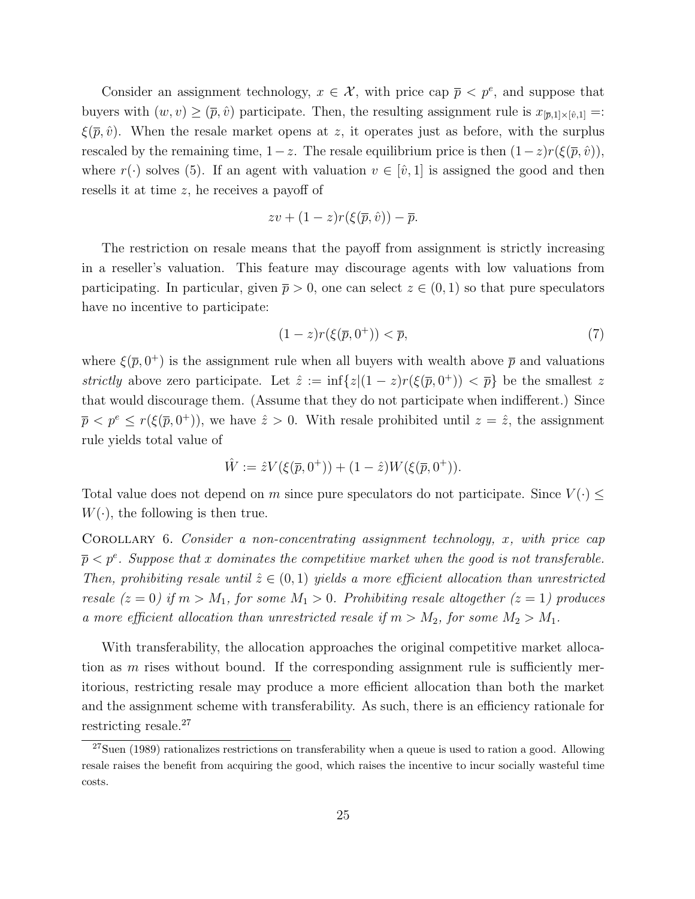Consider an assignment technology, $x \in \mathcal{X}$, with price cap $\overline{p} < p^e$, and suppose that buyers with $(w, v) \geq (\overline{p}, \hat{v})$ participate. Then, the resulting assignment rule is $x_{[\overline{p},1]\times[\hat{v},1]} =: \xi(\overline{p}, \hat{v})$. When the resale market opens at $z$, it operates just as before, with the surplus rescaled by the remaining time, $1-z$. The resale equilibrium price is then $(1-z)r(\xi(\overline{p}, \hat{v}))$, where $r(\cdot)$ solves (5). If an agent with valuation $v \in [\hat{v}, 1]$ is assigned the good and then resells it at time $z$, he receives a payoff of

$$zv + (1-z)r(\xi(\overline{p}, \hat{v})) - \overline{p}.$$

The restriction on resale means that the payoff from assignment is strictly increasing in a reseller's valuation. This feature may discourage agents with low valuations from participating. In particular, given $\overline{p} > 0$, one can select $z \in (0, 1)$ so that pure speculators have no incentive to participate:

$$(1-z)r(\xi(\overline{p}, 0^+)) < \overline{p}, \tag{7}$$

where $\xi(\overline{p}, 0^+)$ is the assignment rule when all buyers with wealth above $\overline{p}$ and valuations *strictly* above zero participate. Let $\hat{z} := \inf\{z | (1-z)r(\xi(\overline{p}, 0^+)) < \overline{p}\}$ be the smallest $z$ that would discourage them. (Assume that they do not participate when indifferent.) Since $\overline{p} < p^e \leq r(\xi(\overline{p}, 0^+))$, we have $\hat{z} > 0$. With resale prohibited until $z = \hat{z}$, the assignment rule yields total value of

$$\hat{W} := \hat{z}V(\xi(\overline{p}, 0^+)) + (1-\hat{z})W(\xi(\overline{p}, 0^+)).$$

Total value does not depend on $m$ since pure speculators do not participate. Since $V(\cdot) \leq W(\cdot)$, the following is then true.

Corollary 6. *Consider a non-concentrating assignment technology, $x$, with price cap $\overline{p} < p^e$. Suppose that $x$ dominates the competitive market when the good is not transferable. Then, prohibiting resale until $\hat{z} \in (0, 1)$ yields a more efficient allocation than unrestricted resale ($z = 0$) if $m > M_1$, for some $M_1 > 0$. Prohibiting resale altogether ($z = 1$) produces a more efficient allocation than unrestricted resale if $m > M_2$, for some $M_2 > M_1$.*

With transferability, the allocation approaches the original competitive market allocation as $m$ rises without bound. If the corresponding assignment rule is sufficiently meritorious, restricting resale may produce a more efficient allocation than both the market and the assignment scheme with transferability. As such, there is an efficiency rationale for restricting resale.[27]

[27] Suen (1989) rationalizes restrictions on transferability when a queue is used to ration a good. Allowing resale raises the benefit from acquiring the good, which raises the incentive to incur socially wasteful time costs.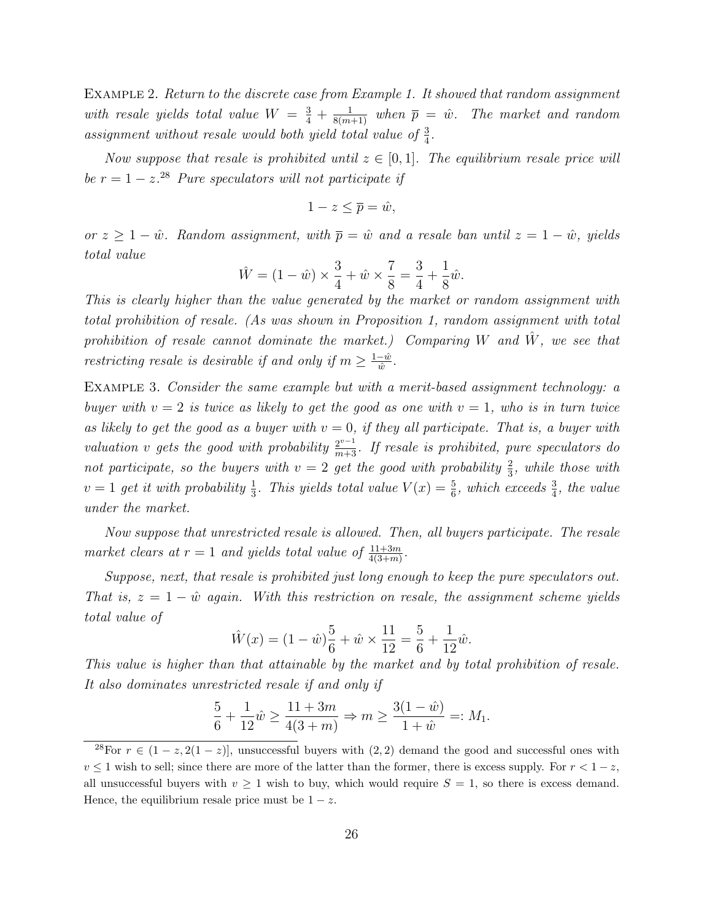Example 2. *Return to the discrete case from Example 1. It showed that random assignment with resale yields total value $W = \frac{3}{4} + \frac{1}{8(m+1)}$ when $\overline{p} = \hat{w}$. The market and random assignment without resale would both yield total value of $\frac{3}{4}$.*

*Now suppose that resale is prohibited until $z \in [0, 1]$. The equilibrium resale price will be $r = 1 - z$.*[28] *Pure speculators will not participate if*

$$1 - z \leq \overline{p} = \hat{w},$$

*or $z \geq 1 - \hat{w}$. Random assignment, with $\overline{p} = \hat{w}$ and a resale ban until $z = 1 - \hat{w}$, yields total value*

$$\hat{W} = (1 - \hat{w}) \times \frac{3}{4} + \hat{w} \times \frac{7}{8} = \frac{3}{4} + \frac{1}{8}\hat{w}.$$

*This is clearly higher than the value generated by the market or random assignment with total prohibition of resale. (As was shown in Proposition 1, random assignment with total prohibition of resale cannot dominate the market.) Comparing $W$ and $\hat{W}$, we see that restricting resale is desirable if and only if $m \geq \frac{1-\hat{w}}{\hat{w}}$.*

Example 3. *Consider the same example but with a merit-based assignment technology: a buyer with $v = 2$ is twice as likely to get the good as one with $v = 1$, who is in turn twice as likely to get the good as a buyer with $v = 0$, if they all participate. That is, a buyer with valuation $v$ gets the good with probability $\frac{2^{v-1}}{m+3}$. If resale is prohibited, pure speculators do not participate, so the buyers with $v = 2$ get the good with probability $\frac{2}{3}$, while those with $v = 1$ get it with probability $\frac{1}{3}$. This yields total value $V(x) = \frac{5}{6}$, which exceeds $\frac{3}{4}$, the value under the market.*

*Now suppose that unrestricted resale is allowed. Then, all buyers participate. The resale market clears at $r = 1$ and yields total value of $\frac{11+3m}{4(3+m)}$.*

*Suppose, next, that resale is prohibited just long enough to keep the pure speculators out. That is, $z = 1 - \hat{w}$ again. With this restriction on resale, the assignment scheme yields total value of*

$$\hat{W}(x) = (1 - \hat{w})\frac{5}{6} + \hat{w} \times \frac{11}{12} = \frac{5}{6} + \frac{1}{12}\hat{w}.$$

*This value is higher than that attainable by the market and by total prohibition of resale. It also dominates unrestricted resale if and only if*

$$\frac{5}{6} + \frac{1}{12}\hat{w} \geq \frac{11 + 3m}{4(3 + m)} \Rightarrow m \geq \frac{3(1 - \hat{w})}{1 + \hat{w}} =: M_1.$$

[28] For $r \in (1 - z, 2(1 - z)]$, unsuccessful buyers with $(2, 2)$ demand the good and successful ones with $v \leq 1$ wish to sell; since there are more of the latter than the former, there is excess supply. For $r < 1 - z$, all unsuccessful buyers with $v \geq 1$ wish to buy, which would require $S = 1$, so there is excess demand. Hence, the equilibrium resale price must be $1 - z$.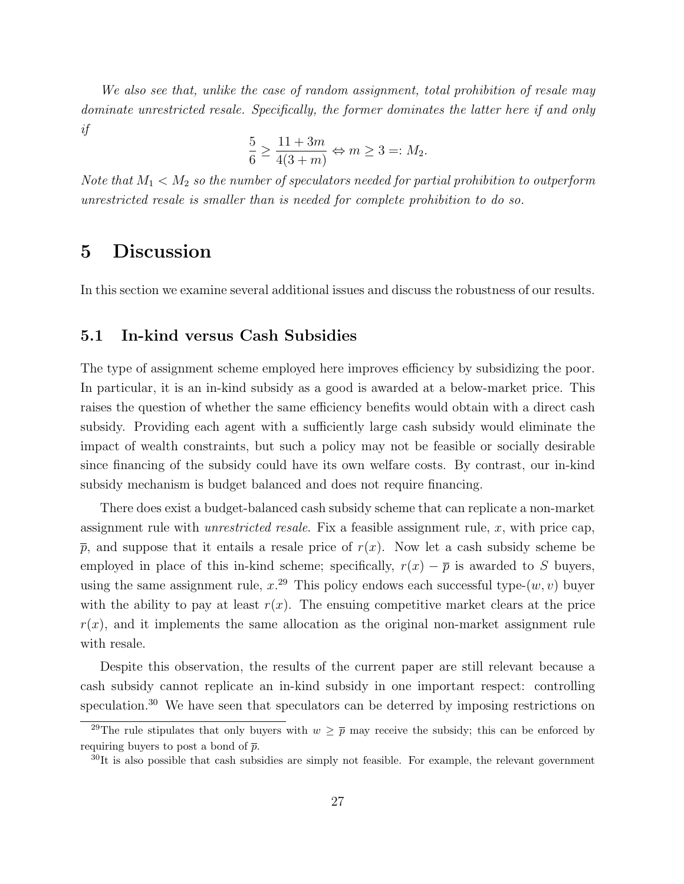*We also see that, unlike the case of random assignment, total prohibition of resale may dominate unrestricted resale. Specifically, the former dominates the latter here if and only if*

$$\frac{5}{6} \geq \frac{11 + 3m}{4(3 + m)} \Leftrightarrow m \geq 3 =: M_2.$$

*Note that $M_1 < M_2$ so the number of speculators needed for partial prohibition to outperform unrestricted resale is smaller than is needed for complete prohibition to do so.*

# 5 Discussion

In this section we examine several additional issues and discuss the robustness of our results.

## 5.1 In-kind versus Cash Subsidies

The type of assignment scheme employed here improves efficiency by subsidizing the poor. In particular, it is an in-kind subsidy as a good is awarded at a below-market price. This raises the question of whether the same efficiency benefits would obtain with a direct cash subsidy. Providing each agent with a sufficiently large cash subsidy would eliminate the impact of wealth constraints, but such a policy may not be feasible or socially desirable since financing of the subsidy could have its own welfare costs. By contrast, our in-kind subsidy mechanism is budget balanced and does not require financing.

There does exist a budget-balanced cash subsidy scheme that can replicate a non-market assignment rule with *unrestricted resale*. Fix a feasible assignment rule, $x$, with price cap, $\overline{p}$, and suppose that it entails a resale price of $r(x)$. Now let a cash subsidy scheme be employed in place of this in-kind scheme; specifically, $r(x) - \overline{p}$ is awarded to $S$ buyers, using the same assignment rule, $x$.[29] This policy endows each successful type-$(w, v)$ buyer with the ability to pay at least $r(x)$. The ensuing competitive market clears at the price $r(x)$, and it implements the same allocation as the original non-market assignment rule with resale.

Despite this observation, the results of the current paper are still relevant because a cash subsidy cannot replicate an in-kind subsidy in one important respect: controlling speculation.[30] We have seen that speculators can be deterred by imposing restrictions on

[29] The rule stipulates that only buyers with $w \geq \overline{p}$ may receive the subsidy; this can be enforced by requiring buyers to post a bond of $\overline{p}$.

[30] It is also possible that cash subsidies are simply not feasible. For example, the relevant government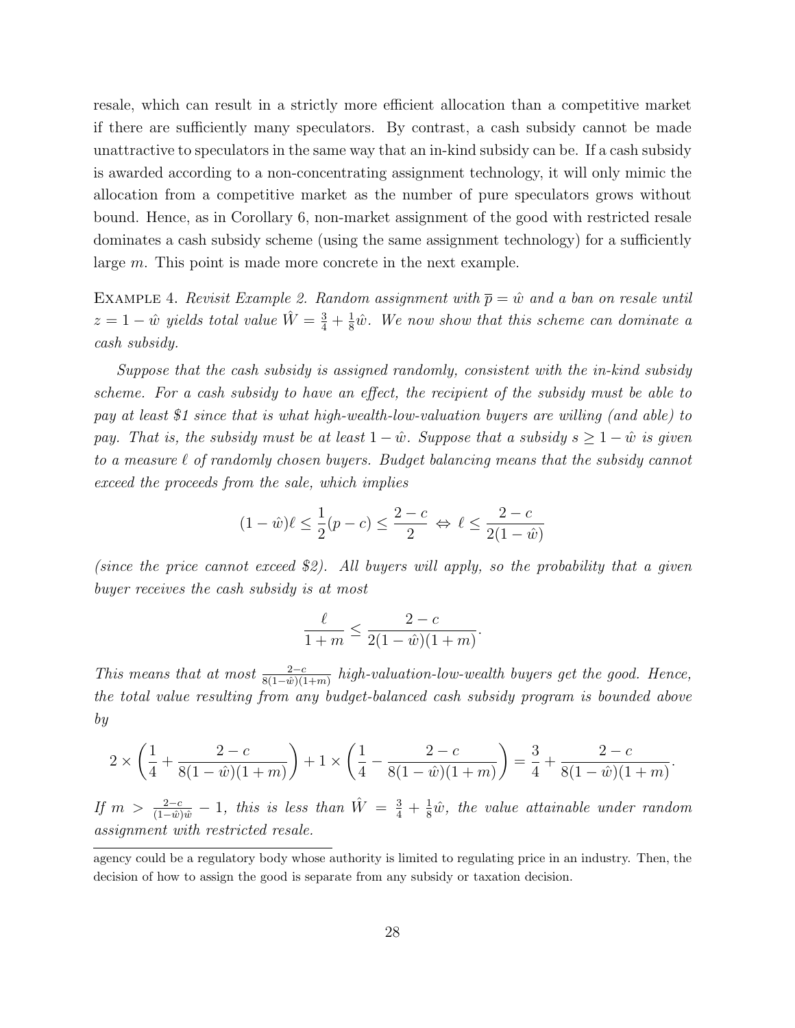resale, which can result in a strictly more efficient allocation than a competitive market if there are sufficiently many speculators. By contrast, a cash subsidy cannot be made unattractive to speculators in the same way that an in-kind subsidy can be. If a cash subsidy is awarded according to a non-concentrating assignment technology, it will only mimic the allocation from a competitive market as the number of pure speculators grows without bound. Hence, as in Corollary 6, non-market assignment of the good with restricted resale dominates a cash subsidy scheme (using the same assignment technology) for a sufficiently large $m$. This point is made more concrete in the next example.

EXAMPLE 4. *Revisit Example 2. Random assignment with $\overline{p} = \hat{w}$ and a ban on resale until $z = 1 - \hat{w}$ yields total value $\hat{W} = \frac{3}{4} + \frac{1}{8}\hat{w}$. We now show that this scheme can dominate a cash subsidy.*

*Suppose that the cash subsidy is assigned randomly, consistent with the in-kind subsidy scheme. For a cash subsidy to have an effect, the recipient of the subsidy must be able to pay at least \$1 since that is what high-wealth-low-valuation buyers are willing (and able) to pay. That is, the subsidy must be at least $1 - \hat{w}$. Suppose that a subsidy $s \geq 1 - \hat{w}$ is given to a measure $\ell$ of randomly chosen buyers. Budget balancing means that the subsidy cannot exceed the proceeds from the sale, which implies*

$$(1 - \hat{w})\ell \leq \frac{1}{2}(p - c) \leq \frac{2 - c}{2} \Leftrightarrow \ell \leq \frac{2 - c}{2(1 - \hat{w})}$$

*(since the price cannot exceed \$2). All buyers will apply, so the probability that a given buyer receives the cash subsidy is at most*

$$\frac{\ell}{1 + m} \leq \frac{2 - c}{2(1 - \hat{w})(1 + m)}.$$

*This means that at most $\frac{2-c}{8(1-\hat{w})(1+m)}$ high-valuation-low-wealth buyers get the good. Hence, the total value resulting from any budget-balanced cash subsidy program is bounded above by*

$$2 \times \left( \frac{1}{4} + \frac{2 - c}{8(1 - \hat{w})(1 + m)} \right) + 1 \times \left( \frac{1}{4} - \frac{2 - c}{8(1 - \hat{w})(1 + m)} \right) = \frac{3}{4} + \frac{2 - c}{8(1 - \hat{w})(1 + m)}.$$

*If $m > \frac{2-c}{(1-\hat{w})\hat{w}} - 1$, this is less than $\hat{W} = \frac{3}{4} + \frac{1}{8}\hat{w}$, the value attainable under random assignment with restricted resale.*

---

agency could be a regulatory body whose authority is limited to regulating price in an industry. Then, the decision of how to assign the good is separate from any subsidy or taxation decision.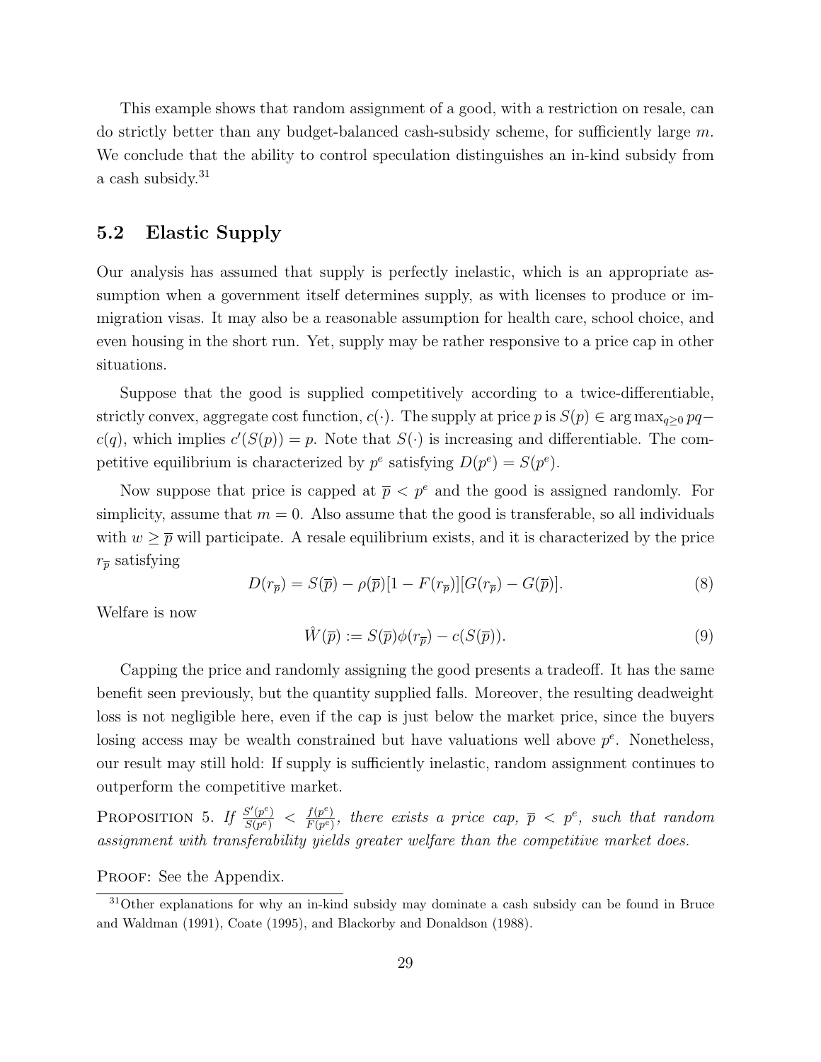This example shows that random assignment of a good, with a restriction on resale, can do strictly better than any budget-balanced cash-subsidy scheme, for sufficiently large $m$. We conclude that the ability to control speculation distinguishes an in-kind subsidy from a cash subsidy.[31]

## 5.2 Elastic Supply

Our analysis has assumed that supply is perfectly inelastic, which is an appropriate assumption when a government itself determines supply, as with licenses to produce or immigration visas. It may also be a reasonable assumption for health care, school choice, and even housing in the short run. Yet, supply may be rather responsive to a price cap in other situations.

Suppose that the good is supplied competitively according to a twice-differentiable, strictly convex, aggregate cost function, $c(\cdot)$. The supply at price $p$ is $S(p) \in \arg\max_{q \geq 0} pq - c(q)$, which implies $c'(S(p)) = p$. Note that $S(\cdot)$ is increasing and differentiable. The competitive equilibrium is characterized by $p^e$ satisfying $D(p^e) = S(p^e)$.

Now suppose that price is capped at $\overline{p} < p^e$ and the good is assigned randomly. For simplicity, assume that $m = 0$. Also assume that the good is transferable, so all individuals with $w \geq \overline{p}$ will participate. A resale equilibrium exists, and it is characterized by the price $r_{\overline{p}}$ satisfying

$$D(r_{\overline{p}}) = S(\overline{p}) - \rho(\overline{p})[1 - F(r_{\overline{p}})][G(r_{\overline{p}}) - G(\overline{p})]. \tag{8}$$

Welfare is now

$$\hat{W}(\overline{p}) := S(\overline{p})\phi(r_{\overline{p}}) - c(S(\overline{p})). \tag{9}$$

Capping the price and randomly assigning the good presents a tradeoff. It has the same benefit seen previously, but the quantity supplied falls. Moreover, the resulting deadweight loss is not negligible here, even if the cap is just below the market price, since the buyers losing access may be wealth constrained but have valuations well above $p^e$. Nonetheless, our result may still hold: If supply is sufficiently inelastic, random assignment continues to outperform the competitive market.

**Proposition 5.** *If* $\frac{S'(p^e)}{S(p^e)} < \frac{f(p^e)}{F(p^e)}$, *there exists a price cap,* $\overline{p} < p^e$, *such that random assignment with transferability yields greater welfare than the competitive market does.*

Proof: See the Appendix.

[31] Other explanations for why an in-kind subsidy may dominate a cash subsidy can be found in Bruce and Waldman (1991), Coate (1995), and Blackorby and Donaldson (1988).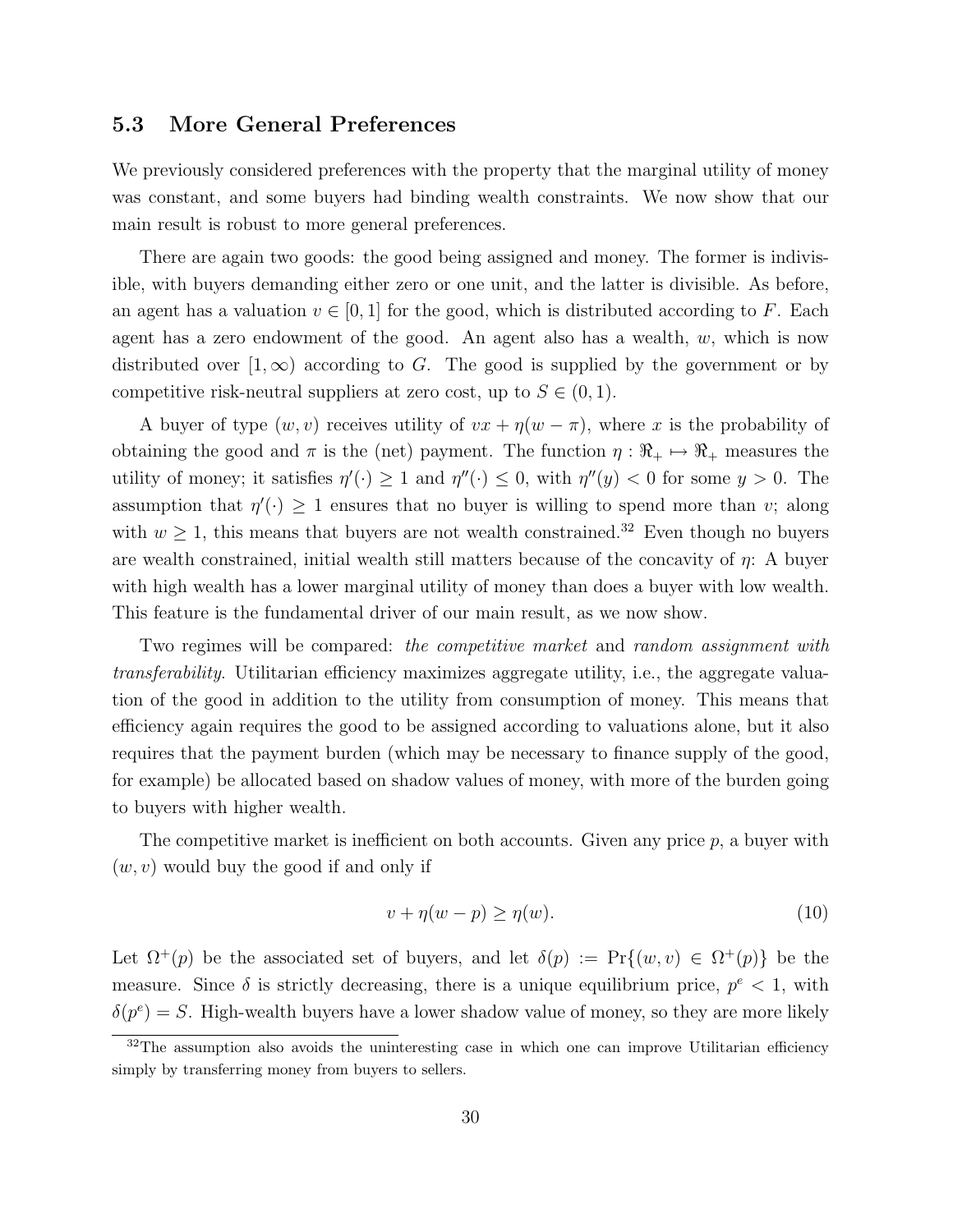### 5.3 More General Preferences

We previously considered preferences with the property that the marginal utility of money was constant, and some buyers had binding wealth constraints. We now show that our main result is robust to more general preferences.

There are again two goods: the good being assigned and money. The former is indivisible, with buyers demanding either zero or one unit, and the latter is divisible. As before, an agent has a valuation $v \in [0, 1]$ for the good, which is distributed according to $F$. Each agent has a zero endowment of the good. An agent also has a wealth, $w$, which is now distributed over $[1, \infty)$ according to $G$. The good is supplied by the government or by competitive risk-neutral suppliers at zero cost, up to $S \in (0, 1)$.

A buyer of type $(w, v)$ receives utility of $vx + \eta(w - \pi)$, where $x$ is the probability of obtaining the good and $\pi$ is the (net) payment. The function $\eta : \Re_+ \mapsto \Re_+$ measures the utility of money; it satisfies $\eta'(\cdot) \geq 1$ and $\eta''(\cdot) \leq 0$, with $\eta''(y) < 0$ for some $y > 0$. The assumption that $\eta'(\cdot) \geq 1$ ensures that no buyer is willing to spend more than $v$; along with $w \geq 1$, this means that buyers are not wealth constrained.[32] Even though no buyers are wealth constrained, initial wealth still matters because of the concavity of $\eta$: A buyer with high wealth has a lower marginal utility of money than does a buyer with low wealth. This feature is the fundamental driver of our main result, as we now show.

Two regimes will be compared: *the competitive market* and *random assignment with transferability*. Utilitarian efficiency maximizes aggregate utility, i.e., the aggregate valuation of the good in addition to the utility from consumption of money. This means that efficiency again requires the good to be assigned according to valuations alone, but it also requires that the payment burden (which may be necessary to finance supply of the good, for example) be allocated based on shadow values of money, with more of the burden going to buyers with higher wealth.

The competitive market is inefficient on both accounts. Given any price $p$, a buyer with $(w, v)$ would buy the good if and only if

$$v + \eta(w - p) \geq \eta(w). \tag{10}$$

Let $\Omega^+(p)$ be the associated set of buyers, and let $\delta(p) := \Pr\{(w, v) \in \Omega^+(p)\}$ be the measure. Since $\delta$ is strictly decreasing, there is a unique equilibrium price, $p^e < 1$, with $\delta(p^e) = S$. High-wealth buyers have a lower shadow value of money, so they are more likely

[32] The assumption also avoids the uninteresting case in which one can improve Utilitarian efficiency simply by transferring money from buyers to sellers.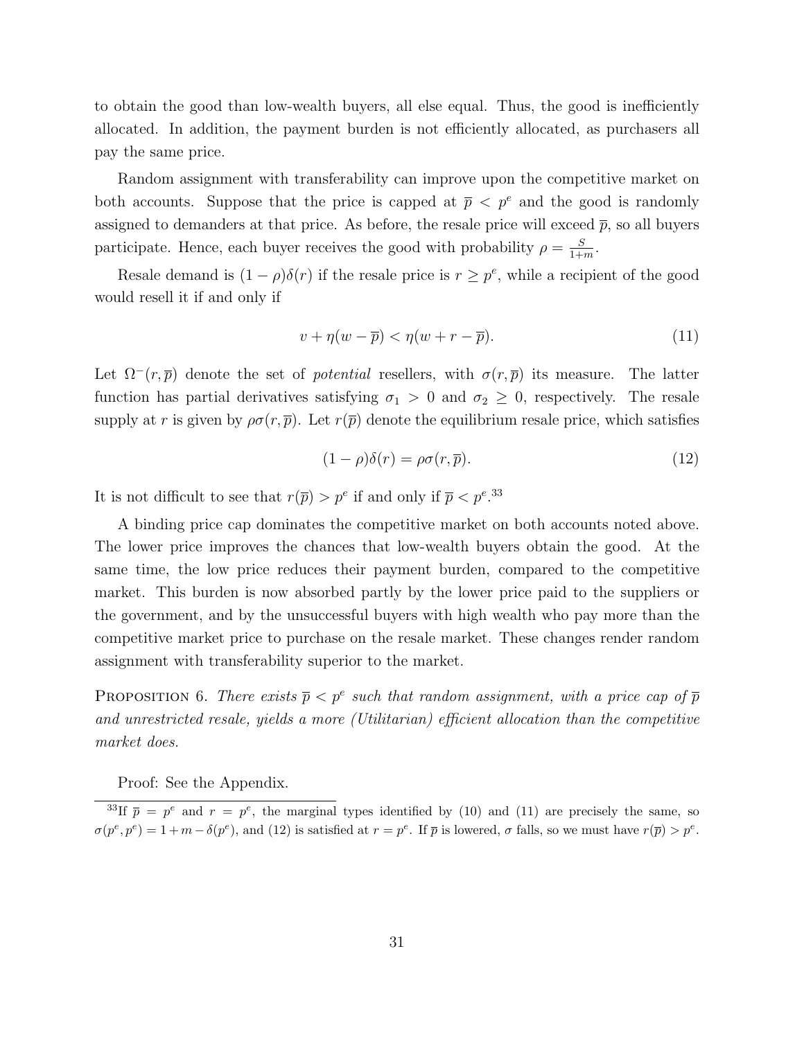to obtain the good than low-wealth buyers, all else equal. Thus, the good is inefficiently allocated. In addition, the payment burden is not efficiently allocated, as purchasers all pay the same price.

Random assignment with transferability can improve upon the competitive market on both accounts. Suppose that the price is capped at $\overline{p} < p^e$ and the good is randomly assigned to demanders at that price. As before, the resale price will exceed $\overline{p}$, so all buyers participate. Hence, each buyer receives the good with probability $\rho = \frac{S}{1+m}$.

Resale demand is $(1-\rho)\delta(r)$ if the resale price is $r \geq p^e$, while a recipient of the good would resell it if and only if

$$v + \eta(w - \overline{p}) < \eta(w + r - \overline{p}). \tag{11}$$

Let $\Omega^-(r, \overline{p})$ denote the set of *potential* resellers, with $\sigma(r, \overline{p})$ its measure. The latter function has partial derivatives satisfying $\sigma_1 > 0$ and $\sigma_2 \geq 0$, respectively. The resale supply at $r$ is given by $\rho\sigma(r, \overline{p})$. Let $r(\overline{p})$ denote the equilibrium resale price, which satisfies

$$(1-\rho)\delta(r) = \rho\sigma(r, \overline{p}). \tag{12}$$

It is not difficult to see that $r(\overline{p}) > p^e$ if and only if $\overline{p} < p^e$.[33]

A binding price cap dominates the competitive market on both accounts noted above. The lower price improves the chances that low-wealth buyers obtain the good. At the same time, the low price reduces their payment burden, compared to the competitive market. This burden is now absorbed partly by the lower price paid to the suppliers or the government, and by the unsuccessful buyers with high wealth who pay more than the competitive market price to purchase on the resale market. These changes render random assignment with transferability superior to the market.

Proposition 6. *There exists $\overline{p} < p^e$ such that random assignment, with a price cap of $\overline{p}$ and unrestricted resale, yields a more (Utilitarian) efficient allocation than the competitive market does.*

Proof: See the Appendix.

[33] If $\overline{p} = p^e$ and $r = p^e$, the marginal types identified by (10) and (11) are precisely the same, so $\sigma(p^e, p^e) = 1 + m - \delta(p^e)$, and (12) is satisfied at $r = p^e$. If $\overline{p}$ is lowered, $\sigma$ falls, so we must have $r(\overline{p}) > p^e$.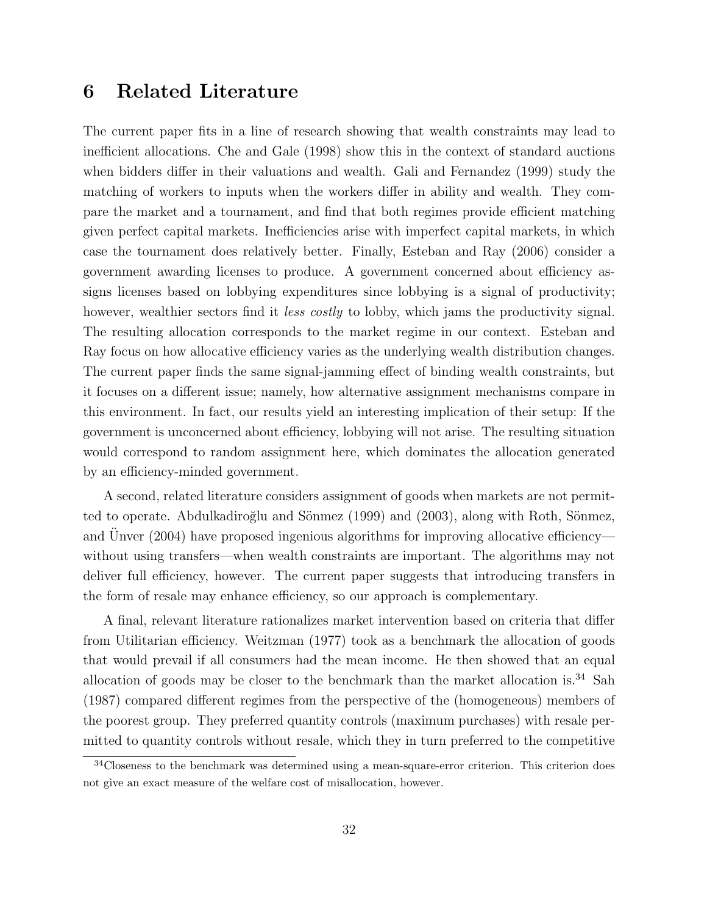# 6 Related Literature

The current paper fits in a line of research showing that wealth constraints may lead to inefficient allocations. Che and Gale (1998) show this in the context of standard auctions when bidders differ in their valuations and wealth. Gali and Fernandez (1999) study the matching of workers to inputs when the workers differ in ability and wealth. They compare the market and a tournament, and find that both regimes provide efficient matching given perfect capital markets. Inefficiencies arise with imperfect capital markets, in which case the tournament does relatively better. Finally, Esteban and Ray (2006) consider a government awarding licenses to produce. A government concerned about efficiency assigns licenses based on lobbying expenditures since lobbying is a signal of productivity; however, wealthier sectors find it *less costly* to lobby, which jams the productivity signal. The resulting allocation corresponds to the market regime in our context. Esteban and Ray focus on how allocative efficiency varies as the underlying wealth distribution changes. The current paper finds the same signal-jamming effect of binding wealth constraints, but it focuses on a different issue; namely, how alternative assignment mechanisms compare in this environment. In fact, our results yield an interesting implication of their setup: If the government is unconcerned about efficiency, lobbying will not arise. The resulting situation would correspond to random assignment here, which dominates the allocation generated by an efficiency-minded government.

A second, related literature considers assignment of goods when markets are not permitted to operate. Abdulkadiroğlu and Sönmez (1999) and (2003), along with Roth, Sönmez, and Ünver (2004) have proposed ingenious algorithms for improving allocative efficiency—without using transfers—when wealth constraints are important. The algorithms may not deliver full efficiency, however. The current paper suggests that introducing transfers in the form of resale may enhance efficiency, so our approach is complementary.

A final, relevant literature rationalizes market intervention based on criteria that differ from Utilitarian efficiency. Weitzman (1977) took as a benchmark the allocation of goods that would prevail if all consumers had the mean income. He then showed that an equal allocation of goods may be closer to the benchmark than the market allocation is.[34] Sah (1987) compared different regimes from the perspective of the (homogeneous) members of the poorest group. They preferred quantity controls (maximum purchases) with resale permitted to quantity controls without resale, which they in turn preferred to the competitive

[34] Closeness to the benchmark was determined using a mean-square-error criterion. This criterion does not give an exact measure of the welfare cost of misallocation, however.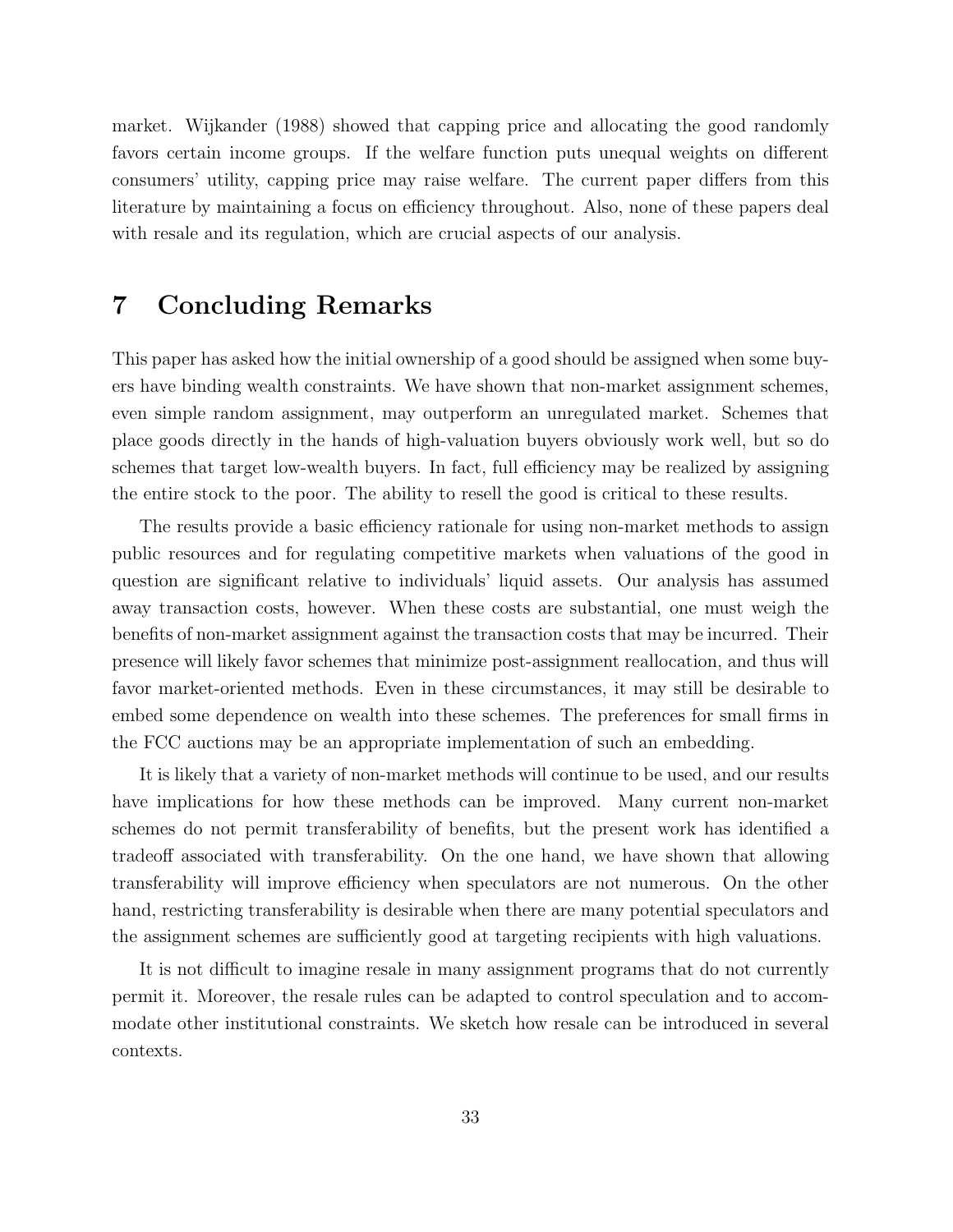market. Wijkander (1988) showed that capping price and allocating the good randomly favors certain income groups. If the welfare function puts unequal weights on different consumers' utility, capping price may raise welfare. The current paper differs from this literature by maintaining a focus on efficiency throughout. Also, none of these papers deal with resale and its regulation, which are crucial aspects of our analysis.

# 7 Concluding Remarks

This paper has asked how the initial ownership of a good should be assigned when some buyers have binding wealth constraints. We have shown that non-market assignment schemes, even simple random assignment, may outperform an unregulated market. Schemes that place goods directly in the hands of high-valuation buyers obviously work well, but so do schemes that target low-wealth buyers. In fact, full efficiency may be realized by assigning the entire stock to the poor. The ability to resell the good is critical to these results.

The results provide a basic efficiency rationale for using non-market methods to assign public resources and for regulating competitive markets when valuations of the good in question are significant relative to individuals' liquid assets. Our analysis has assumed away transaction costs, however. When these costs are substantial, one must weigh the benefits of non-market assignment against the transaction costs that may be incurred. Their presence will likely favor schemes that minimize post-assignment reallocation, and thus will favor market-oriented methods. Even in these circumstances, it may still be desirable to embed some dependence on wealth into these schemes. The preferences for small firms in the FCC auctions may be an appropriate implementation of such an embedding.

It is likely that a variety of non-market methods will continue to be used, and our results have implications for how these methods can be improved. Many current non-market schemes do not permit transferability of benefits, but the present work has identified a tradeoff associated with transferability. On the one hand, we have shown that allowing transferability will improve efficiency when speculators are not numerous. On the other hand, restricting transferability is desirable when there are many potential speculators and the assignment schemes are sufficiently good at targeting recipients with high valuations.

It is not difficult to imagine resale in many assignment programs that do not currently permit it. Moreover, the resale rules can be adapted to control speculation and to accommodate other institutional constraints. We sketch how resale can be introduced in several contexts.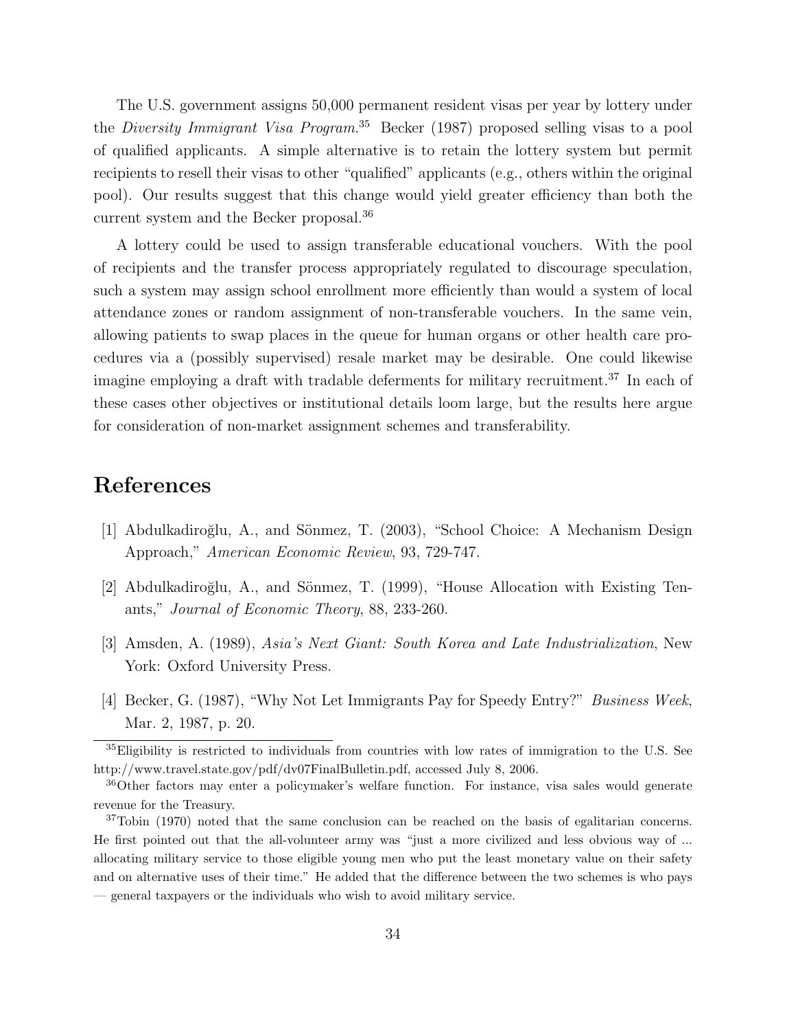The U.S. government assigns 50,000 permanent resident visas per year by lottery under the *Diversity Immigrant Visa Program*.[35] Becker (1987) proposed selling visas to a pool of qualified applicants. A simple alternative is to retain the lottery system but permit recipients to resell their visas to other "qualified" applicants (e.g., others within the original pool). Our results suggest that this change would yield greater efficiency than both the current system and the Becker proposal.[36]

A lottery could be used to assign transferable educational vouchers. With the pool of recipients and the transfer process appropriately regulated to discourage speculation, such a system may assign school enrollment more efficiently than would a system of local attendance zones or random assignment of non-transferable vouchers. In the same vein, allowing patients to swap places in the queue for human organs or other health care procedures via a (possibly supervised) resale market may be desirable. One could likewise imagine employing a draft with tradable deferments for military recruitment.[37] In each of these cases other objectives or institutional details loom large, but the results here argue for consideration of non-market assignment schemes and transferability.

# References

[1] Abdulkadiroğlu, A., and Sönmez, T. (2003), "School Choice: A Mechanism Design Approach," *American Economic Review*, 93, 729-747.

[2] Abdulkadiroğlu, A., and Sönmez, T. (1999), "House Allocation with Existing Tenants," *Journal of Economic Theory*, 88, 233-260.

[3] Amsden, A. (1989), *Asia's Next Giant: South Korea and Late Industrialization*, New York: Oxford University Press.

[4] Becker, G. (1987), "Why Not Let Immigrants Pay for Speedy Entry?" *Business Week*, Mar. 2, 1987, p. 20.

---

[35] Eligibility is restricted to individuals from countries with low rates of immigration to the U.S. See http://www.travel.state.gov/pdf/dv07FinalBulletin.pdf, accessed July 8, 2006.

[36] Other factors may enter a policymaker's welfare function. For instance, visa sales would generate revenue for the Treasury.

[37] Tobin (1970) noted that the same conclusion can be reached on the basis of egalitarian concerns. He first pointed out that the all-volunteer army was "just a more civilized and less obvious way of ... allocating military service to those eligible young men who put the least monetary value on their safety and on alternative uses of their time." He added that the difference between the two schemes is who pays — general taxpayers or the individuals who wish to avoid military service.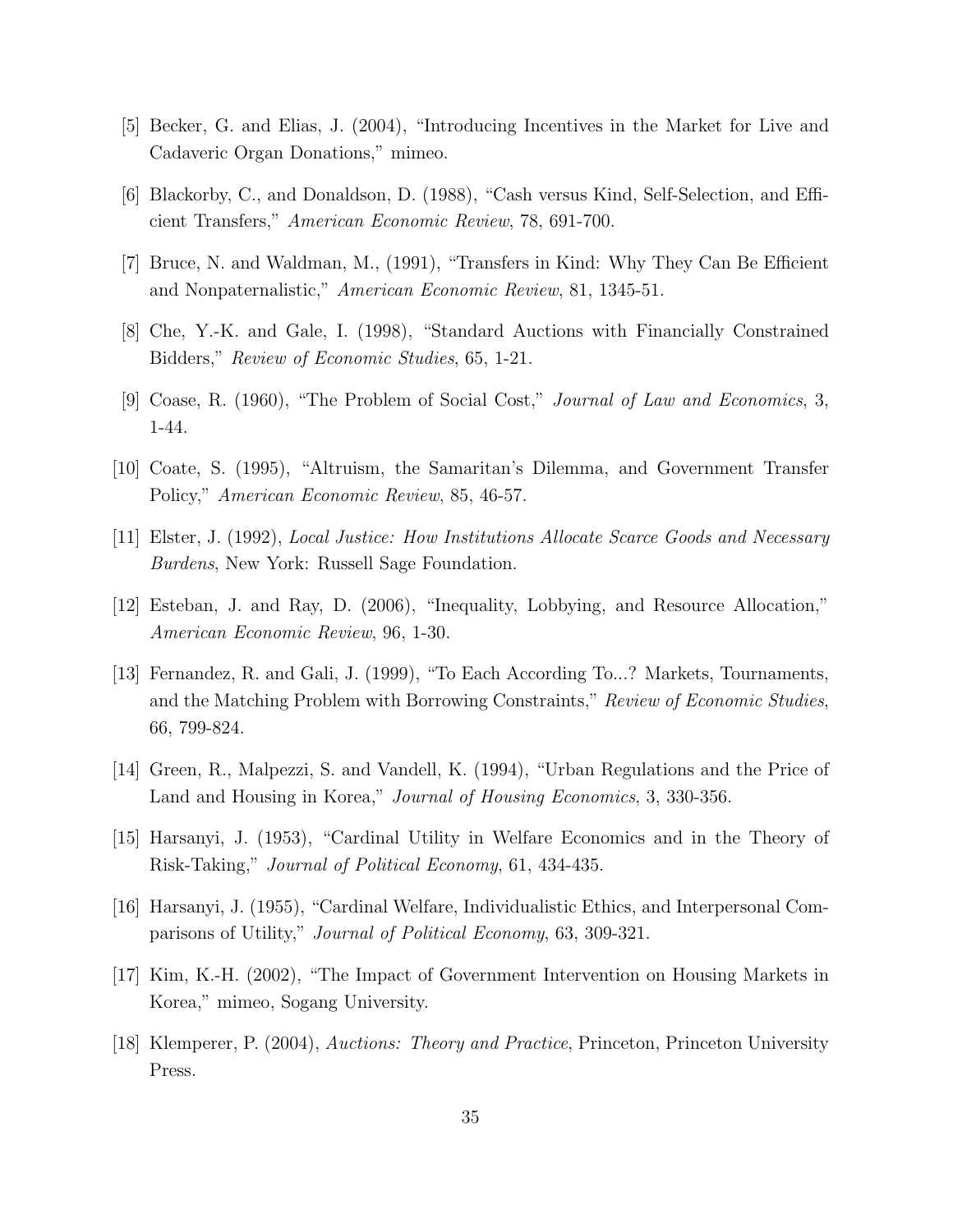[5] Becker, G. and Elias, J. (2004), "Introducing Incentives in the Market for Live and Cadaveric Organ Donations," mimeo.

[6] Blackorby, C., and Donaldson, D. (1988), "Cash versus Kind, Self-Selection, and Efficient Transfers," *American Economic Review*, 78, 691-700.

[7] Bruce, N. and Waldman, M., (1991), "Transfers in Kind: Why They Can Be Efficient and Nonpaternalistic," *American Economic Review*, 81, 1345-51.

[8] Che, Y.-K. and Gale, I. (1998), "Standard Auctions with Financially Constrained Bidders," *Review of Economic Studies*, 65, 1-21.

[9] Coase, R. (1960), "The Problem of Social Cost," *Journal of Law and Economics*, 3, 1-44.

[10] Coate, S. (1995), "Altruism, the Samaritan's Dilemma, and Government Transfer Policy," *American Economic Review*, 85, 46-57.

[11] Elster, J. (1992), *Local Justice: How Institutions Allocate Scarce Goods and Necessary Burdens*, New York: Russell Sage Foundation.

[12] Esteban, J. and Ray, D. (2006), "Inequality, Lobbying, and Resource Allocation," *American Economic Review*, 96, 1-30.

[13] Fernandez, R. and Gali, J. (1999), "To Each According To...? Markets, Tournaments, and the Matching Problem with Borrowing Constraints," *Review of Economic Studies*, 66, 799-824.

[14] Green, R., Malpezzi, S. and Vandell, K. (1994), "Urban Regulations and the Price of Land and Housing in Korea," *Journal of Housing Economics*, 3, 330-356.

[15] Harsanyi, J. (1953), "Cardinal Utility in Welfare Economics and in the Theory of Risk-Taking," *Journal of Political Economy*, 61, 434-435.

[16] Harsanyi, J. (1955), "Cardinal Welfare, Individualistic Ethics, and Interpersonal Comparisons of Utility," *Journal of Political Economy*, 63, 309-321.

[17] Kim, K.-H. (2002), "The Impact of Government Intervention on Housing Markets in Korea," mimeo, Sogang University.

[18] Klemperer, P. (2004), *Auctions: Theory and Practice*, Princeton, Princeton University Press.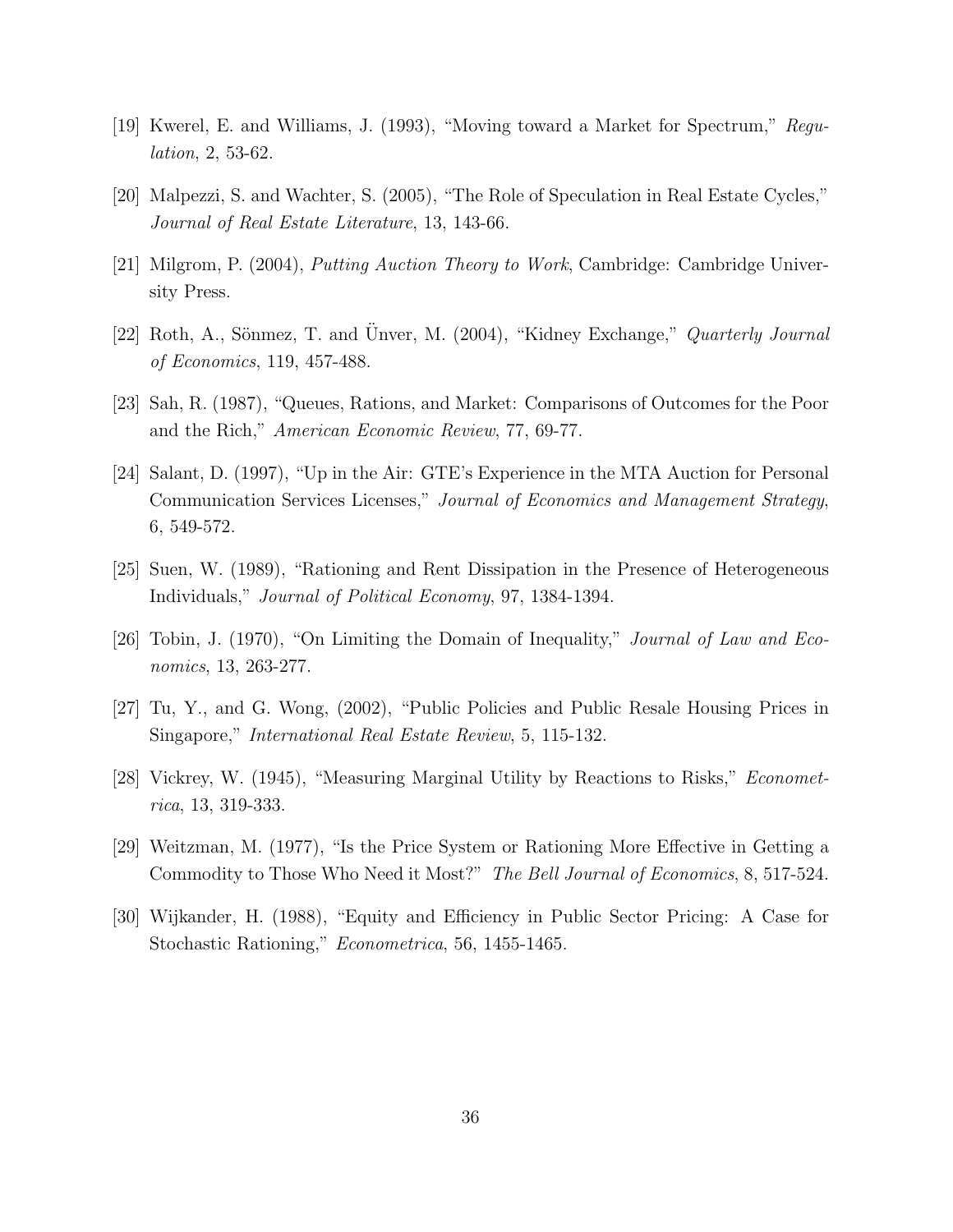[19] Kwerel, E. and Williams, J. (1993), "Moving toward a Market for Spectrum," *Regulation*, 2, 53-62.

[20] Malpezzi, S. and Wachter, S. (2005), "The Role of Speculation in Real Estate Cycles," *Journal of Real Estate Literature*, 13, 143-66.

[21] Milgrom, P. (2004), *Putting Auction Theory to Work*, Cambridge: Cambridge University Press.

[22] Roth, A., Sönmez, T. and Ünver, M. (2004), "Kidney Exchange," *Quarterly Journal of Economics*, 119, 457-488.

[23] Sah, R. (1987), "Queues, Rations, and Market: Comparisons of Outcomes for the Poor and the Rich," *American Economic Review*, 77, 69-77.

[24] Salant, D. (1997), "Up in the Air: GTE's Experience in the MTA Auction for Personal Communication Services Licenses," *Journal of Economics and Management Strategy*, 6, 549-572.

[25] Suen, W. (1989), "Rationing and Rent Dissipation in the Presence of Heterogeneous Individuals," *Journal of Political Economy*, 97, 1384-1394.

[26] Tobin, J. (1970), "On Limiting the Domain of Inequality," *Journal of Law and Economics*, 13, 263-277.

[27] Tu, Y., and G. Wong, (2002), "Public Policies and Public Resale Housing Prices in Singapore," *International Real Estate Review*, 5, 115-132.

[28] Vickrey, W. (1945), "Measuring Marginal Utility by Reactions to Risks," *Econometrica*, 13, 319-333.

[29] Weitzman, M. (1977), "Is the Price System or Rationing More Effective in Getting a Commodity to Those Who Need it Most?" *The Bell Journal of Economics*, 8, 517-524.

[30] Wijkander, H. (1988), "Equity and Efficiency in Public Sector Pricing: A Case for Stochastic Rationing," *Econometrica*, 56, 1455-1465.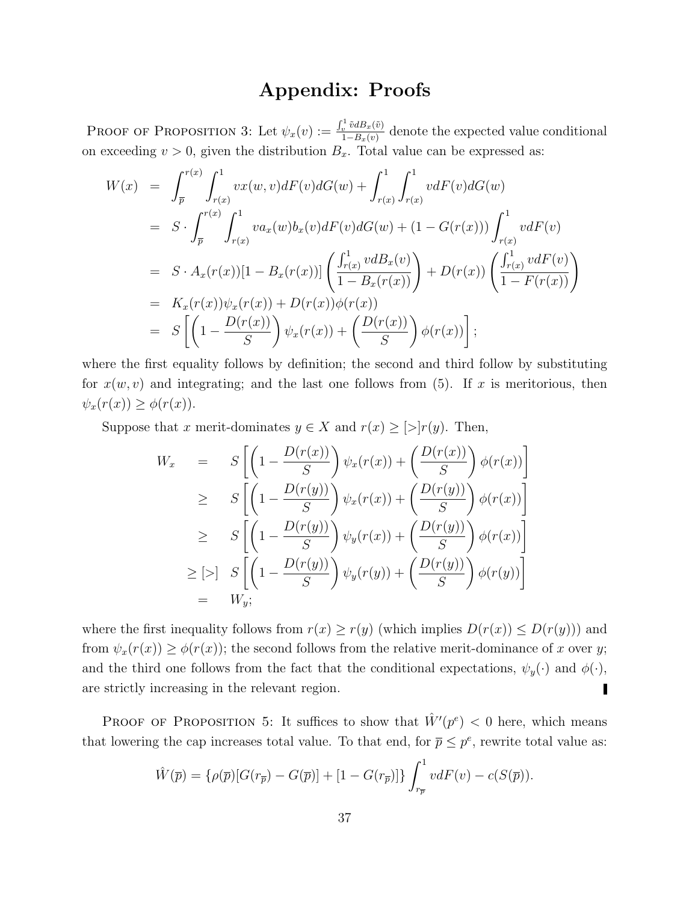# Appendix: Proofs

Proof of Proposition 3: Let $\psi_x(v) := \frac{\int_v^1 \tilde{v} dB_x(\tilde{v})}{1-B_x(v)}$ denote the expected value conditional on exceeding $v > 0$, given the distribution $B_x$. Total value can be expressed as:

$$
\begin{aligned}
W(x) &= \int_{\overline{p}}^{r(x)} \int_{r(x)}^{1} v x(w,v) dF(v) dG(w) + \int_{r(x)}^{1} \int_{r(x)}^{1} v dF(v) dG(w) \\
&= S \cdot \int_{\overline{p}}^{r(x)} \int_{r(x)}^{1} v a_x(w) b_x(v) dF(v) dG(w) + (1 - G(r(x))) \int_{r(x)}^{1} v dF(v) \\
&= S \cdot A_x(r(x))[1 - B_x(r(x))] \left( \frac{\int_{r(x)}^{1} v dB_x(v)}{1 - B_x(r(x))} \right) + D(r(x)) \left( \frac{\int_{r(x)}^{1} v dF(v)}{1 - F(r(x))} \right) \\
&= K_x(r(x)) \psi_x(r(x)) + D(r(x)) \phi(r(x)) \\
&= S \left[ \left( 1 - \frac{D(r(x))}{S} \right) \psi_x(r(x)) + \left( \frac{D(r(x))}{S} \right) \phi(r(x)) \right];
\end{aligned}
$$

where the first equality follows by definition; the second and third follow by substituting for $x(w,v)$ and integrating; and the last one follows from (5). If $x$ is meritorious, then $\psi_x(r(x)) \geq \phi(r(x))$.

Suppose that $x$ merit-dominates $y \in X$ and $r(x) \geq [>] r(y)$. Then,

$$
\begin{aligned}
W_x &= S \left[ \left( 1 - \frac{D(r(x))}{S} \right) \psi_x(r(x)) + \left( \frac{D(r(x))}{S} \right) \phi(r(x)) \right] \\
&\geq S \left[ \left( 1 - \frac{D(r(y))}{S} \right) \psi_x(r(x)) + \left( \frac{D(r(y))}{S} \right) \phi(r(x)) \right] \\
&\geq S \left[ \left( 1 - \frac{D(r(y))}{S} \right) \psi_y(r(x)) + \left( \frac{D(r(y))}{S} \right) \phi(r(x)) \right] \\
\geq [>] &\quad S \left[ \left( 1 - \frac{D(r(y))}{S} \right) \psi_y(r(y)) + \left( \frac{D(r(y))}{S} \right) \phi(r(y)) \right] \\
&= W_y;
\end{aligned}
$$

where the first inequality follows from $r(x) \geq r(y)$ (which implies $D(r(x)) \leq D(r(y))$) and from $\psi_x(r(x)) \geq \phi(r(x))$; the second follows from the relative merit-dominance of $x$ over $y$; and the third one follows from the fact that the conditional expectations, $\psi_y(\cdot)$ and $\phi(\cdot)$, are strictly increasing in the relevant region. ∎

Proof of Proposition 5: It suffices to show that $\hat{W}'(p^e) < 0$ here, which means that lowering the cap increases total value. To that end, for $\overline{p} \leq p^e$, rewrite total value as:

$$
\hat{W}(\overline{p}) = \{\rho(\overline{p})[G(r_{\overline{p}}) - G(\overline{p})] + [1 - G(r_{\overline{p}})]\} \int_{r_{\overline{p}}}^{1} v dF(v) - c(S(\overline{p})).
$$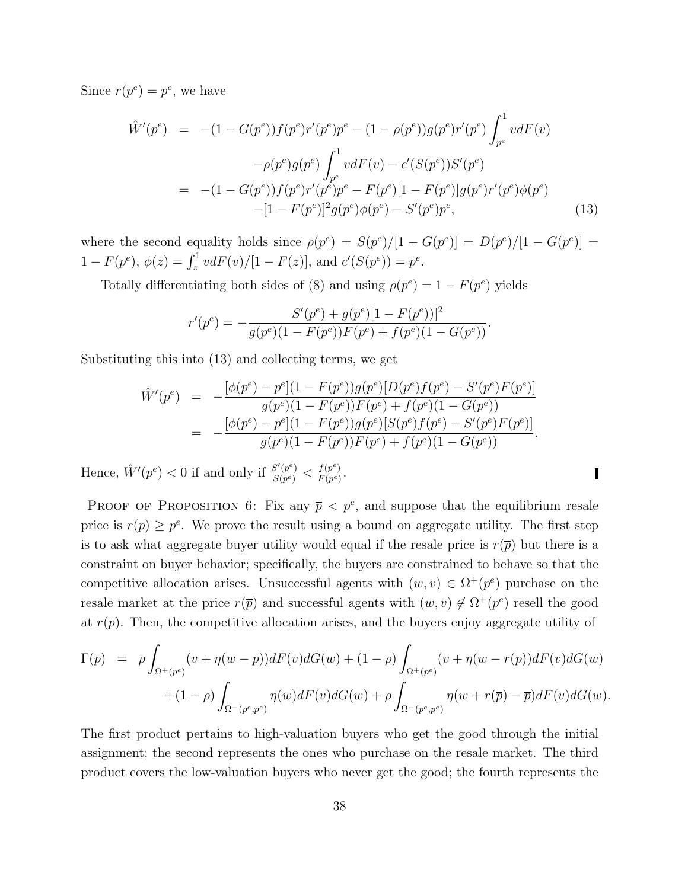Since $r(p^e) = p^e$, we have

$$
\begin{aligned}
\hat{W}'(p^e) &= -(1-G(p^e))f(p^e)r'(p^e)p^e - (1-\rho(p^e))g(p^e)r'(p^e)\int_{p^e}^1 v dF(v) \\
&\quad -\rho(p^e)g(p^e)\int_{p^e}^1 v dF(v) - c'(S(p^e))S'(p^e) \\
&= -(1-G(p^e))f(p^e)r'(p^e)p^e - F(p^e)[1-F(p^e)]g(p^e)r'(p^e)\phi(p^e) \\
&\quad -[1-F(p^e)]^2 g(p^e)\phi(p^e) - S'(p^e)p^e, \qquad (13)
\end{aligned}
$$

where the second equality holds since $\rho(p^e) = S(p^e)/[1-G(p^e)] = D(p^e)/[1-G(p^e)] = 1-F(p^e)$, $\phi(z) = \int_z^1 v dF(v)/[1-F(z)]$, and $c'(S(p^e)) = p^e$.

Totally differentiating both sides of (8) and using $\rho(p^e) = 1 - F(p^e)$ yields

$$
r'(p^e) = -\frac{S'(p^e) + g(p^e)[1-F(p^e))]^2}{g(p^e)(1-F(p^e))F(p^e) + f(p^e)(1-G(p^e))}.
$$

Substituting this into (13) and collecting terms, we get

$$
\begin{aligned}
\hat{W}'(p^e) &= -\frac{[\phi(p^e)-p^e](1-F(p^e))g(p^e)[D(p^e)f(p^e) - S'(p^e)F(p^e)]}{g(p^e)(1-F(p^e))F(p^e) + f(p^e)(1-G(p^e))} \\
&= -\frac{[\phi(p^e)-p^e](1-F(p^e))g(p^e)[S(p^e)f(p^e) - S'(p^e)F(p^e)]}{g(p^e)(1-F(p^e))F(p^e) + f(p^e)(1-G(p^e))}.
\end{aligned}
$$

Hence, $\hat{W}'(p^e) < 0$ if and only if $\frac{S'(p^e)}{S(p^e)} < \frac{f(p^e)}{F(p^e)}$. ∎

Proof of Proposition 6: Fix any $\overline{p} < p^e$, and suppose that the equilibrium resale price is $r(\overline{p}) \geq p^e$. We prove the result using a bound on aggregate utility. The first step is to ask what aggregate buyer utility would equal if the resale price is $r(\overline{p})$ but there is a constraint on buyer behavior; specifically, the buyers are constrained to behave so that the competitive allocation arises. Unsuccessful agents with $(w, v) \in \Omega^+(p^e)$ purchase on the resale market at the price $r(\overline{p})$ and successful agents with $(w, v) \notin \Omega^+(p^e)$ resell the good at $r(\overline{p})$. Then, the competitive allocation arises, and the buyers enjoy aggregate utility of

$$
\begin{aligned}
\Gamma(\overline{p}) &= \rho\int_{\Omega^+(p^e)}(v + \eta(w-\overline{p}))dF(v)dG(w) + (1-\rho)\int_{\Omega^+(p^e)}(v + \eta(w - r(\overline{p}))dF(v)dG(w) \\
&\quad +(1-\rho)\int_{\Omega^-(p^e,p^e)}\eta(w)dF(v)dG(w) + \rho\int_{\Omega^-(p^e,p^e)}\eta(w + r(\overline{p}) - \overline{p})dF(v)dG(w).
\end{aligned}
$$

The first product pertains to high-valuation buyers who get the good through the initial assignment; the second represents the ones who purchase on the resale market. The third product covers the low-valuation buyers who never get the good; the fourth represents the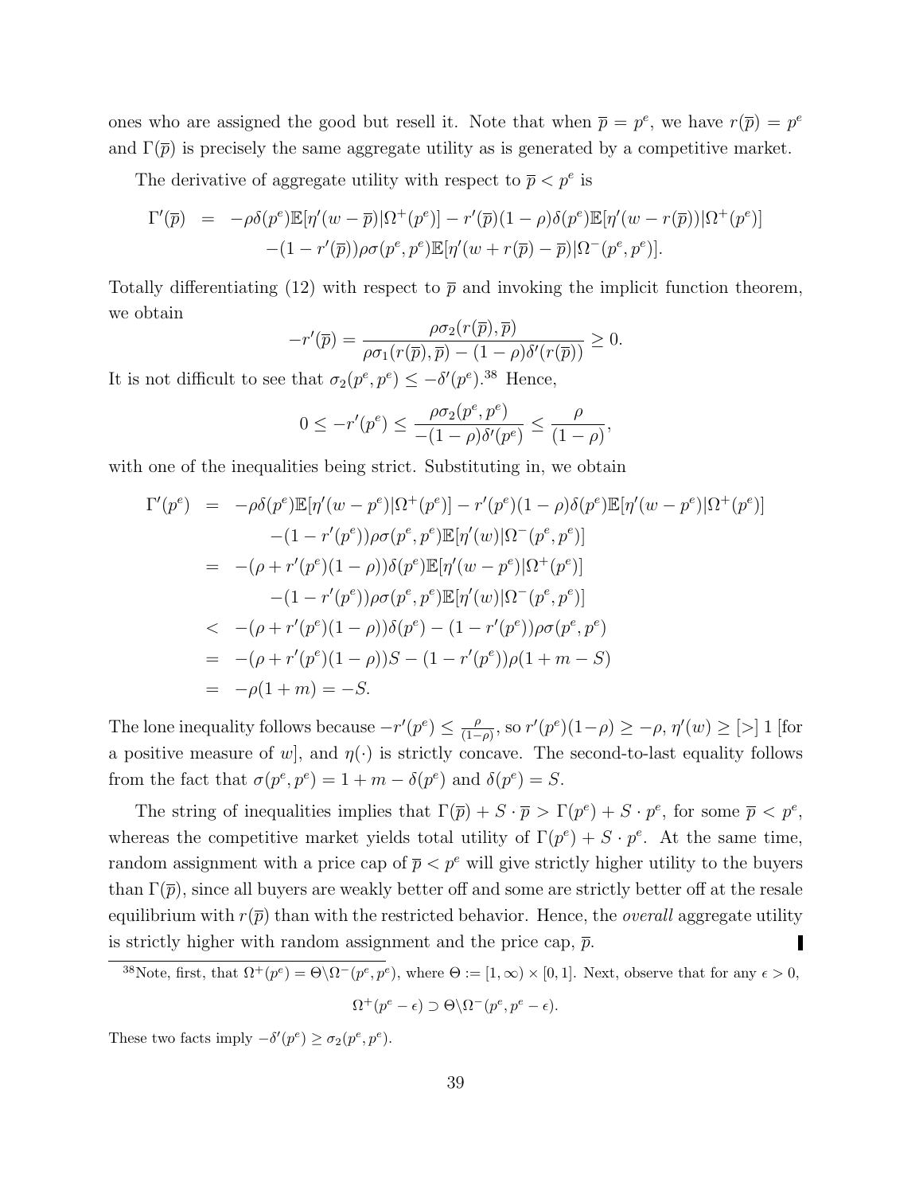ones who are assigned the good but resell it. Note that when $\overline{p} = p^e$, we have $r(\overline{p}) = p^e$ and $\Gamma(\overline{p})$ is precisely the same aggregate utility as is generated by a competitive market.

The derivative of aggregate utility with respect to $\overline{p} < p^e$ is

$$\begin{aligned}
\Gamma'(\overline{p}) &= -\rho\delta(p^e)\mathbb{E}[\eta'(w-\overline{p})|\Omega^+(p^e)] - r'(\overline{p})(1-\rho)\delta(p^e)\mathbb{E}[\eta'(w-r(\overline{p}))|\Omega^+(p^e)] \\
&\quad -(1-r'(\overline{p}))\rho\sigma(p^e,p^e)\mathbb{E}[\eta'(w+r(\overline{p})-\overline{p})|\Omega^-(p^e,p^e)].
\end{aligned}$$

Totally differentiating (12) with respect to $\overline{p}$ and invoking the implicit function theorem, we obtain

$$-r'(\overline{p}) = \frac{\rho\sigma_2(r(\overline{p}),\overline{p})}{\rho\sigma_1(r(\overline{p}),\overline{p}) - (1-\rho)\delta'(r(\overline{p}))} \geq 0.$$

It is not difficult to see that $\sigma_2(p^e,p^e) \leq -\delta'(p^e)$.[38] Hence,

$$0 \leq -r'(p^e) \leq \frac{\rho\sigma_2(p^e,p^e)}{-(1-\rho)\delta'(p^e)} \leq \frac{\rho}{(1-\rho)},$$

with one of the inequalities being strict. Substituting in, we obtain

$$\begin{aligned}
\Gamma'(p^e) &= -\rho\delta(p^e)\mathbb{E}[\eta'(w-p^e)|\Omega^+(p^e)] - r'(p^e)(1-\rho)\delta(p^e)\mathbb{E}[\eta'(w-p^e)|\Omega^+(p^e)] \\
&\quad -(1-r'(p^e))\rho\sigma(p^e,p^e)\mathbb{E}[\eta'(w)|\Omega^-(p^e,p^e)] \\
&= -(\rho + r'(p^e)(1-\rho))\delta(p^e)\mathbb{E}[\eta'(w-p^e)|\Omega^+(p^e)] \\
&\quad -(1-r'(p^e))\rho\sigma(p^e,p^e)\mathbb{E}[\eta'(w)|\Omega^-(p^e,p^e)] \\
&< -(\rho + r'(p^e)(1-\rho))\delta(p^e) - (1-r'(p^e))\rho\sigma(p^e,p^e) \\
&= -(\rho + r'(p^e)(1-\rho))S - (1-r'(p^e))\rho(1+m-S) \\
&= -\rho(1+m) = -S.
\end{aligned}$$

The lone inequality follows because $-r'(p^e) \leq \frac{\rho}{(1-\rho)}$, so $r'(p^e)(1-\rho) \geq -\rho$, $\eta'(w) \geq [>]\ 1$ [for a positive measure of $w$], and $\eta(\cdot)$ is strictly concave. The second-to-last equality follows from the fact that $\sigma(p^e,p^e) = 1+m-\delta(p^e)$ and $\delta(p^e) = S$.

The string of inequalities implies that $\Gamma(\overline{p}) + S \cdot \overline{p} > \Gamma(p^e) + S \cdot p^e$, for some $\overline{p} < p^e$, whereas the competitive market yields total utility of $\Gamma(p^e) + S \cdot p^e$. At the same time, random assignment with a price cap of $\overline{p} < p^e$ will give strictly higher utility to the buyers than $\Gamma(\overline{p})$, since all buyers are weakly better off and some are strictly better off at the resale equilibrium with $r(\overline{p})$ than with the restricted behavior. Hence, the *overall* aggregate utility is strictly higher with random assignment and the price cap, $\overline{p}$. ∎

[38] Note, first, that $\Omega^+(p^e) = \Theta \backslash \Omega^-(p^e,p^e)$, where $\Theta := [1,\infty) \times [0,1]$. Next, observe that for any $\epsilon > 0$,

$$\Omega^+(p^e - \epsilon) \supset \Theta \backslash \Omega^-(p^e, p^e - \epsilon).$$

These two facts imply $-\delta'(p^e) \geq \sigma_2(p^e,p^e)$.